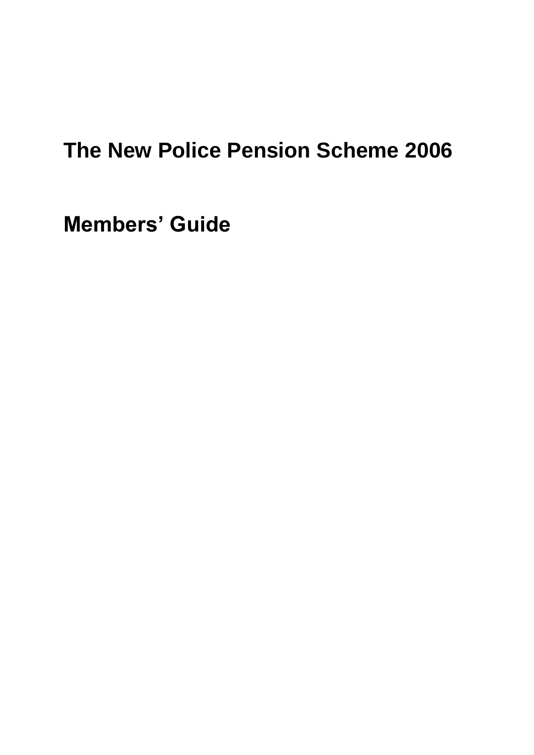# The New Police Pension Scheme 2006

## Members' Guide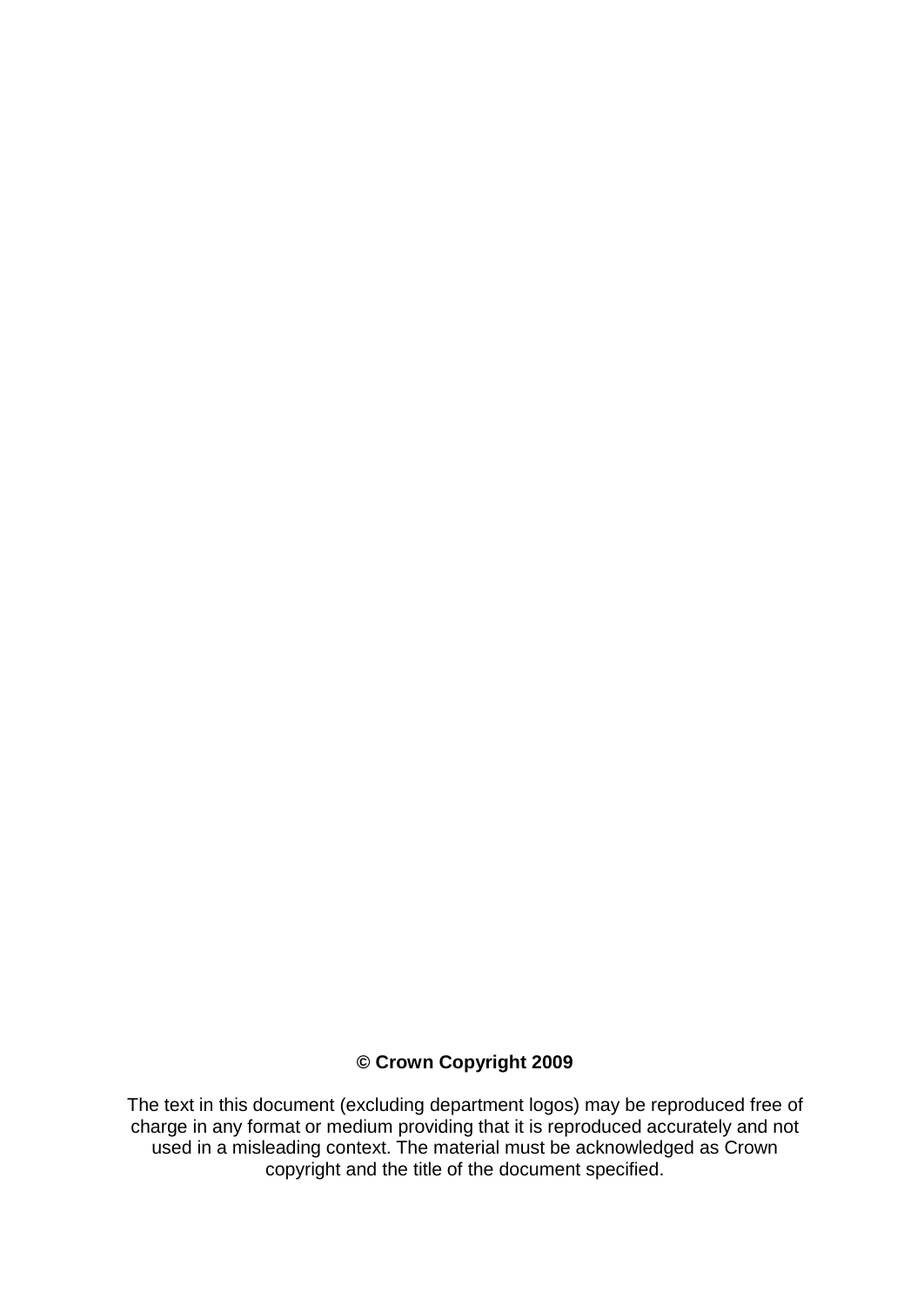**© Crown Copyright 2009**

The text in this document (excluding department logos) may be reproduced free of charge in any format or medium providing that it is reproduced accurately and not used in a misleading context. The material must be acknowledged as Crown copyright and the title of the document specified.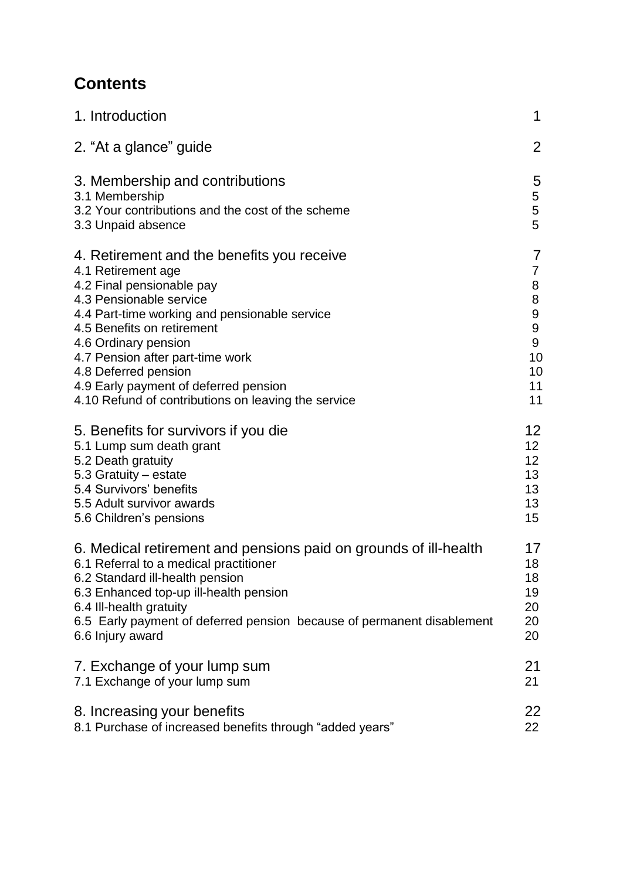## Contents

| | |
|---|---|
| 1. Introduction | 1 |
| 2. "At a glance" guide | 2 |
| 3. Membership and contributions | 5 |
| 3.1 Membership | 5 |
| 3.2 Your contributions and the cost of the scheme | 5 |
| 3.3 Unpaid absence | 5 |
| 4. Retirement and the benefits you receive | 7 |
| 4.1 Retirement age | 7 |
| 4.2 Final pensionable pay | 8 |
| 4.3 Pensionable service | 8 |
| 4.4 Part-time working and pensionable service | 9 |
| 4.5 Benefits on retirement | 9 |
| 4.6 Ordinary pension | 9 |
| 4.7 Pension after part-time work | 10 |
| 4.8 Deferred pension | 10 |
| 4.9 Early payment of deferred pension | 11 |
| 4.10 Refund of contributions on leaving the service | 11 |
| 5. Benefits for survivors if you die | 12 |
| 5.1 Lump sum death grant | 12 |
| 5.2 Death gratuity | 12 |
| 5.3 Gratuity – estate | 13 |
| 5.4 Survivors' benefits | 13 |
| 5.5 Adult survivor awards | 13 |
| 5.6 Children's pensions | 15 |
| 6. Medical retirement and pensions paid on grounds of ill-health | 17 |
| 6.1 Referral to a medical practitioner | 18 |
| 6.2 Standard ill-health pension | 18 |
| 6.3 Enhanced top-up ill-health pension | 19 |
| 6.4 Ill-health gratuity | 20 |
| 6.5 Early payment of deferred pension because of permanent disablement | 20 |
| 6.6 Injury award | 20 |
| 7. Exchange of your lump sum | 21 |
| 7.1 Exchange of your lump sum | 21 |
| 8. Increasing your benefits | 22 |
| 8.1 Purchase of increased benefits through "added years" | 22 |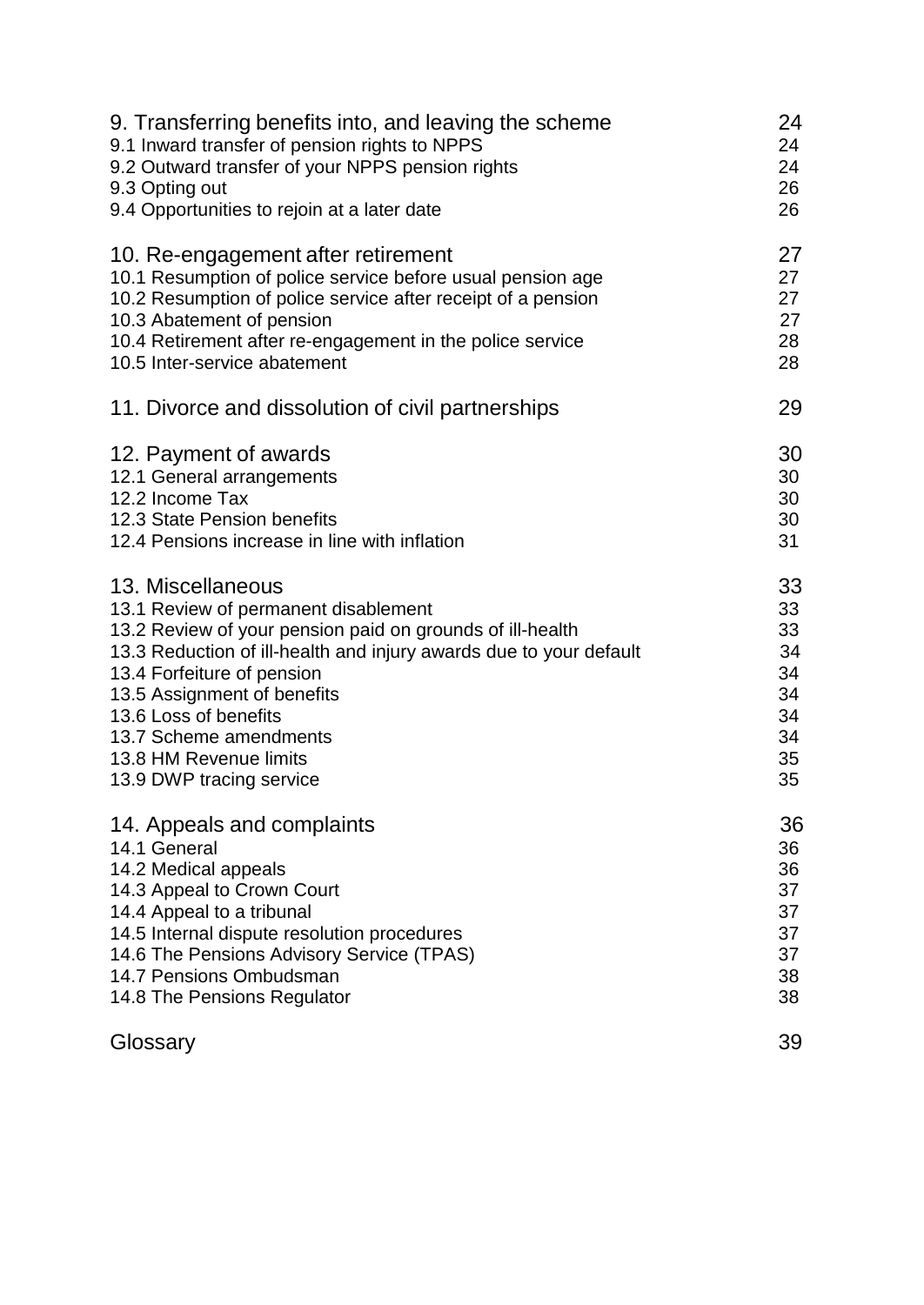| | |
|---|---|
| 9. Transferring benefits into, and leaving the scheme | 24 |
| 9.1 Inward transfer of pension rights to NPPS | 24 |
| 9.2 Outward transfer of your NPPS pension rights | 24 |
| 9.3 Opting out | 26 |
| 9.4 Opportunities to rejoin at a later date | 26 |
| 10. Re-engagement after retirement | 27 |
| 10.1 Resumption of police service before usual pension age | 27 |
| 10.2 Resumption of police service after receipt of a pension | 27 |
| 10.3 Abatement of pension | 27 |
| 10.4 Retirement after re-engagement in the police service | 28 |
| 10.5 Inter-service abatement | 28 |
| 11. Divorce and dissolution of civil partnerships | 29 |
| 12. Payment of awards | 30 |
| 12.1 General arrangements | 30 |
| 12.2 Income Tax | 30 |
| 12.3 State Pension benefits | 30 |
| 12.4 Pensions increase in line with inflation | 31 |
| 13. Miscellaneous | 33 |
| 13.1 Review of permanent disablement | 33 |
| 13.2 Review of your pension paid on grounds of ill-health | 33 |
| 13.3 Reduction of ill-health and injury awards due to your default | 34 |
| 13.4 Forfeiture of pension | 34 |
| 13.5 Assignment of benefits | 34 |
| 13.6 Loss of benefits | 34 |
| 13.7 Scheme amendments | 34 |
| 13.8 HM Revenue limits | 35 |
| 13.9 DWP tracing service | 35 |
| 14. Appeals and complaints | 36 |
| 14.1 General | 36 |
| 14.2 Medical appeals | 36 |
| 14.3 Appeal to Crown Court | 37 |
| 14.4 Appeal to a tribunal | 37 |
| 14.5 Internal dispute resolution procedures | 37 |
| 14.6 The Pensions Advisory Service (TPAS) | 37 |
| 14.7 Pensions Ombudsman | 38 |
| 14.8 The Pensions Regulator | 38 |
| Glossary | 39 |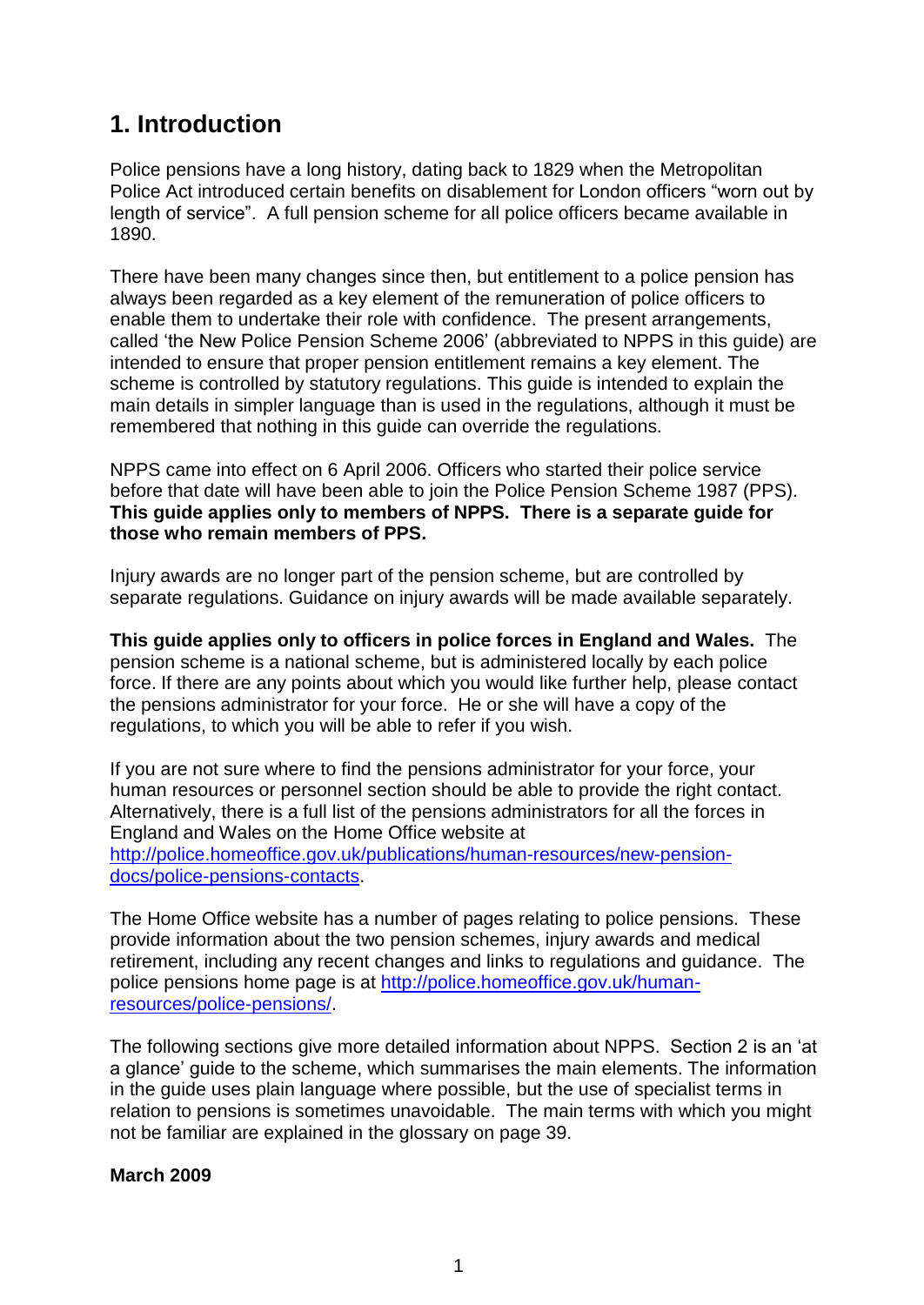# 1. Introduction

Police pensions have a long history, dating back to 1829 when the Metropolitan Police Act introduced certain benefits on disablement for London officers "worn out by length of service". A full pension scheme for all police officers became available in 1890.

There have been many changes since then, but entitlement to a police pension has always been regarded as a key element of the remuneration of police officers to enable them to undertake their role with confidence. The present arrangements, called 'the New Police Pension Scheme 2006' (abbreviated to NPPS in this guide) are intended to ensure that proper pension entitlement remains a key element. The scheme is controlled by statutory regulations. This guide is intended to explain the main details in simpler language than is used in the regulations, although it must be remembered that nothing in this guide can override the regulations.

NPPS came into effect on 6 April 2006. Officers who started their police service before that date will have been able to join the Police Pension Scheme 1987 (PPS). **This guide applies only to members of NPPS. There is a separate guide for those who remain members of PPS.**

Injury awards are no longer part of the pension scheme, but are controlled by separate regulations. Guidance on injury awards will be made available separately.

**This guide applies only to officers in police forces in England and Wales.** The pension scheme is a national scheme, but is administered locally by each police force. If there are any points about which you would like further help, please contact the pensions administrator for your force. He or she will have a copy of the regulations, to which you will be able to refer if you wish.

If you are not sure where to find the pensions administrator for your force, your human resources or personnel section should be able to provide the right contact. Alternatively, there is a full list of the pensions administrators for all the forces in England and Wales on the Home Office website at [http://police.homeoffice.gov.uk/publications/human-resources/new-pension-docs/police-pensions-contacts](http://police.homeoffice.gov.uk/publications/human-resources/new-pension-docs/police-pensions-contacts).

The Home Office website has a number of pages relating to police pensions. These provide information about the two pension schemes, injury awards and medical retirement, including any recent changes and links to regulations and guidance. The police pensions home page is at [http://police.homeoffice.gov.uk/human-resources/police-pensions/](http://police.homeoffice.gov.uk/human-resources/police-pensions/).

The following sections give more detailed information about NPPS. Section 2 is an 'at a glance' guide to the scheme, which summarises the main elements. The information in the guide uses plain language where possible, but the use of specialist terms in relation to pensions is sometimes unavoidable. The main terms with which you might not be familiar are explained in the glossary on page 39.

**March 2009**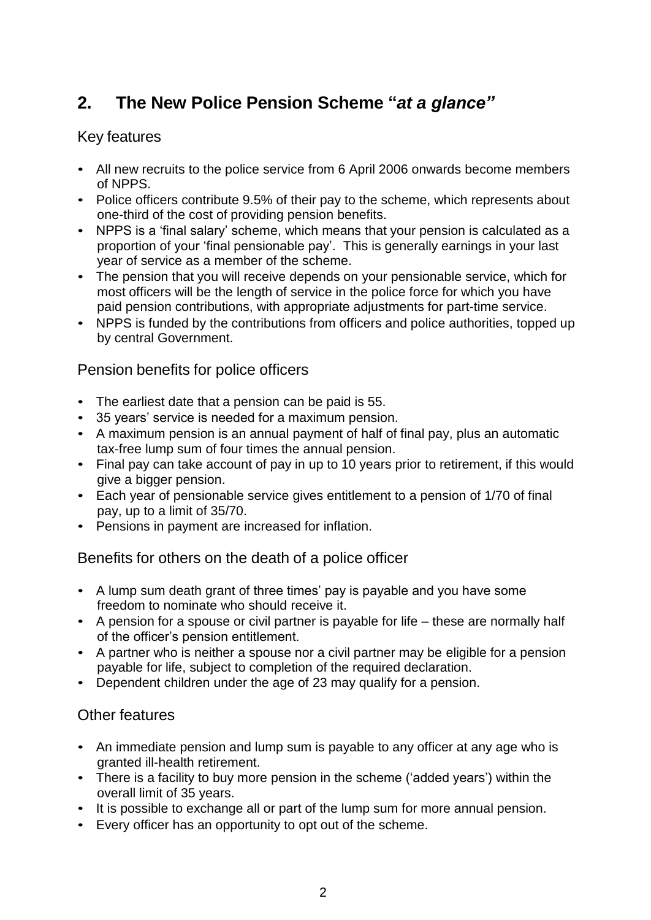## 2. The New Police Pension Scheme "*at a glance"*

### Key features

- All new recruits to the police service from 6 April 2006 onwards become members of NPPS.
- Police officers contribute 9.5% of their pay to the scheme, which represents about one-third of the cost of providing pension benefits.
- NPPS is a 'final salary' scheme, which means that your pension is calculated as a proportion of your 'final pensionable pay'. This is generally earnings in your last year of service as a member of the scheme.
- The pension that you will receive depends on your pensionable service, which for most officers will be the length of service in the police force for which you have paid pension contributions, with appropriate adjustments for part-time service.
- NPPS is funded by the contributions from officers and police authorities, topped up by central Government.

### Pension benefits for police officers

- The earliest date that a pension can be paid is 55.
- 35 years' service is needed for a maximum pension.
- A maximum pension is an annual payment of half of final pay, plus an automatic tax-free lump sum of four times the annual pension.
- Final pay can take account of pay in up to 10 years prior to retirement, if this would give a bigger pension.
- Each year of pensionable service gives entitlement to a pension of 1/70 of final pay, up to a limit of 35/70.
- Pensions in payment are increased for inflation.

### Benefits for others on the death of a police officer

- A lump sum death grant of three times' pay is payable and you have some freedom to nominate who should receive it.
- A pension for a spouse or civil partner is payable for life – these are normally half of the officer's pension entitlement.
- A partner who is neither a spouse nor a civil partner may be eligible for a pension payable for life, subject to completion of the required declaration.
- Dependent children under the age of 23 may qualify for a pension.

### Other features

- An immediate pension and lump sum is payable to any officer at any age who is granted ill-health retirement.
- There is a facility to buy more pension in the scheme ('added years') within the overall limit of 35 years.
- It is possible to exchange all or part of the lump sum for more annual pension.
- Every officer has an opportunity to opt out of the scheme.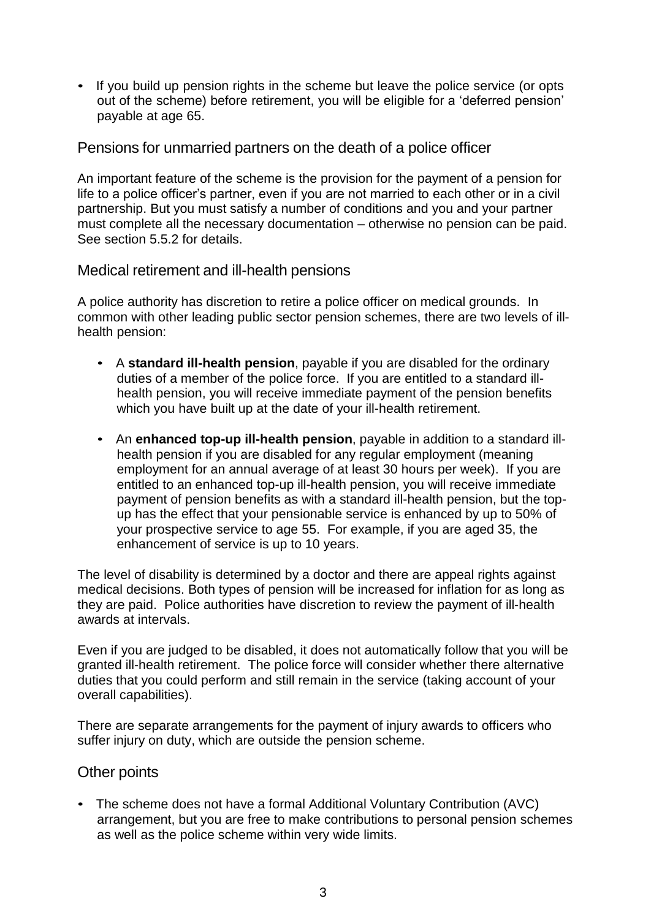- If you build up pension rights in the scheme but leave the police service (or opts out of the scheme) before retirement, you will be eligible for a 'deferred pension' payable at age 65.

## Pensions for unmarried partners on the death of a police officer

An important feature of the scheme is the provision for the payment of a pension for life to a police officer's partner, even if you are not married to each other or in a civil partnership. But you must satisfy a number of conditions and you and your partner must complete all the necessary documentation – otherwise no pension can be paid. See section 5.5.2 for details.

## Medical retirement and ill-health pensions

A police authority has discretion to retire a police officer on medical grounds. In common with other leading public sector pension schemes, there are two levels of ill-health pension:

- A **standard ill-health pension**, payable if you are disabled for the ordinary duties of a member of the police force. If you are entitled to a standard ill-health pension, you will receive immediate payment of the pension benefits which you have built up at the date of your ill-health retirement.

- An **enhanced top-up ill-health pension**, payable in addition to a standard ill-health pension if you are disabled for any regular employment (meaning employment for an annual average of at least 30 hours per week). If you are entitled to an enhanced top-up ill-health pension, you will receive immediate payment of pension benefits as with a standard ill-health pension, but the top-up has the effect that your pensionable service is enhanced by up to 50% of your prospective service to age 55. For example, if you are aged 35, the enhancement of service is up to 10 years.

The level of disability is determined by a doctor and there are appeal rights against medical decisions. Both types of pension will be increased for inflation for as long as they are paid. Police authorities have discretion to review the payment of ill-health awards at intervals.

Even if you are judged to be disabled, it does not automatically follow that you will be granted ill-health retirement. The police force will consider whether there alternative duties that you could perform and still remain in the service (taking account of your overall capabilities).

There are separate arrangements for the payment of injury awards to officers who suffer injury on duty, which are outside the pension scheme.

## Other points

- The scheme does not have a formal Additional Voluntary Contribution (AVC) arrangement, but you are free to make contributions to personal pension schemes as well as the police scheme within very wide limits.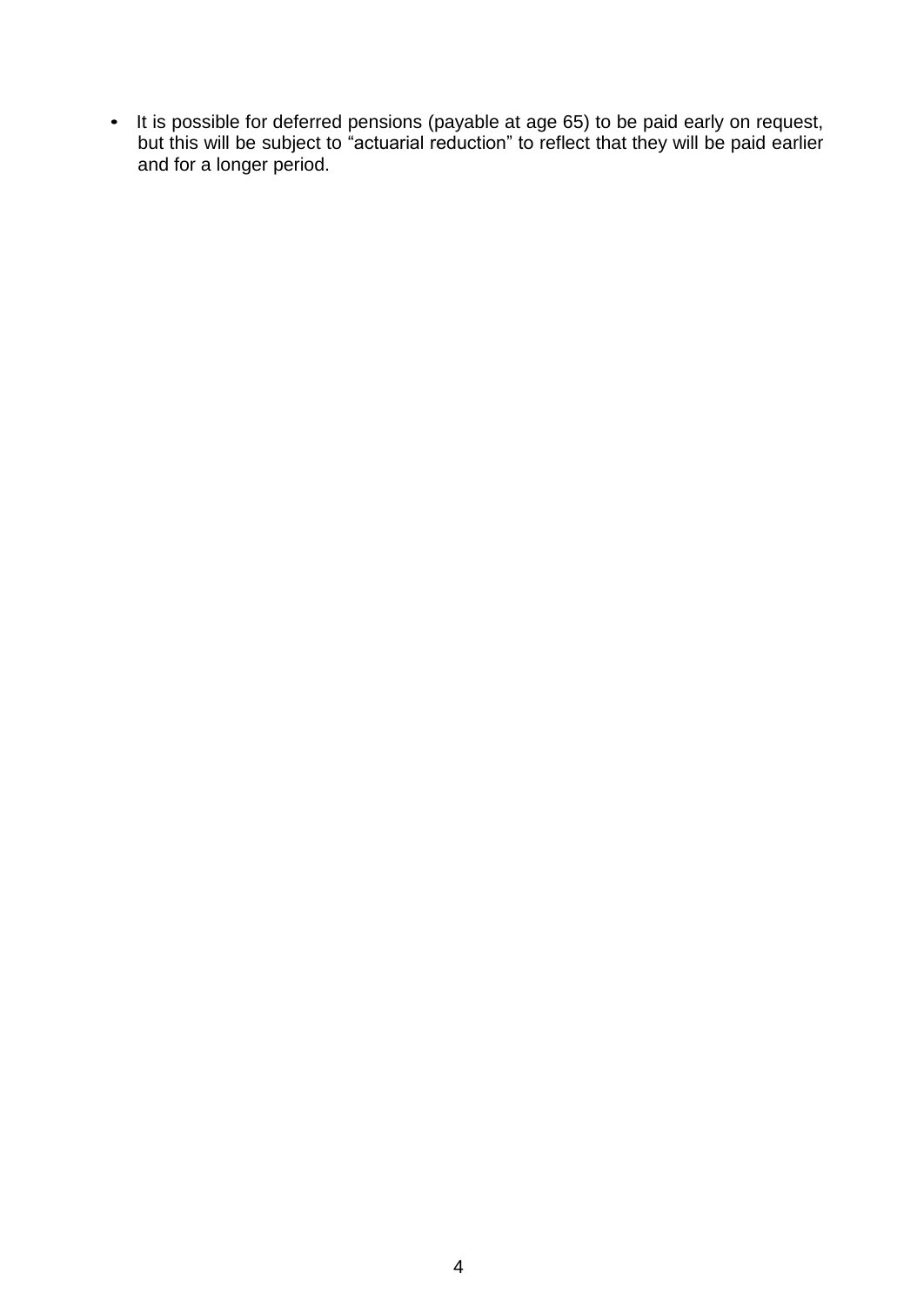- It is possible for deferred pensions (payable at age 65) to be paid early on request, but this will be subject to "actuarial reduction" to reflect that they will be paid earlier and for a longer period.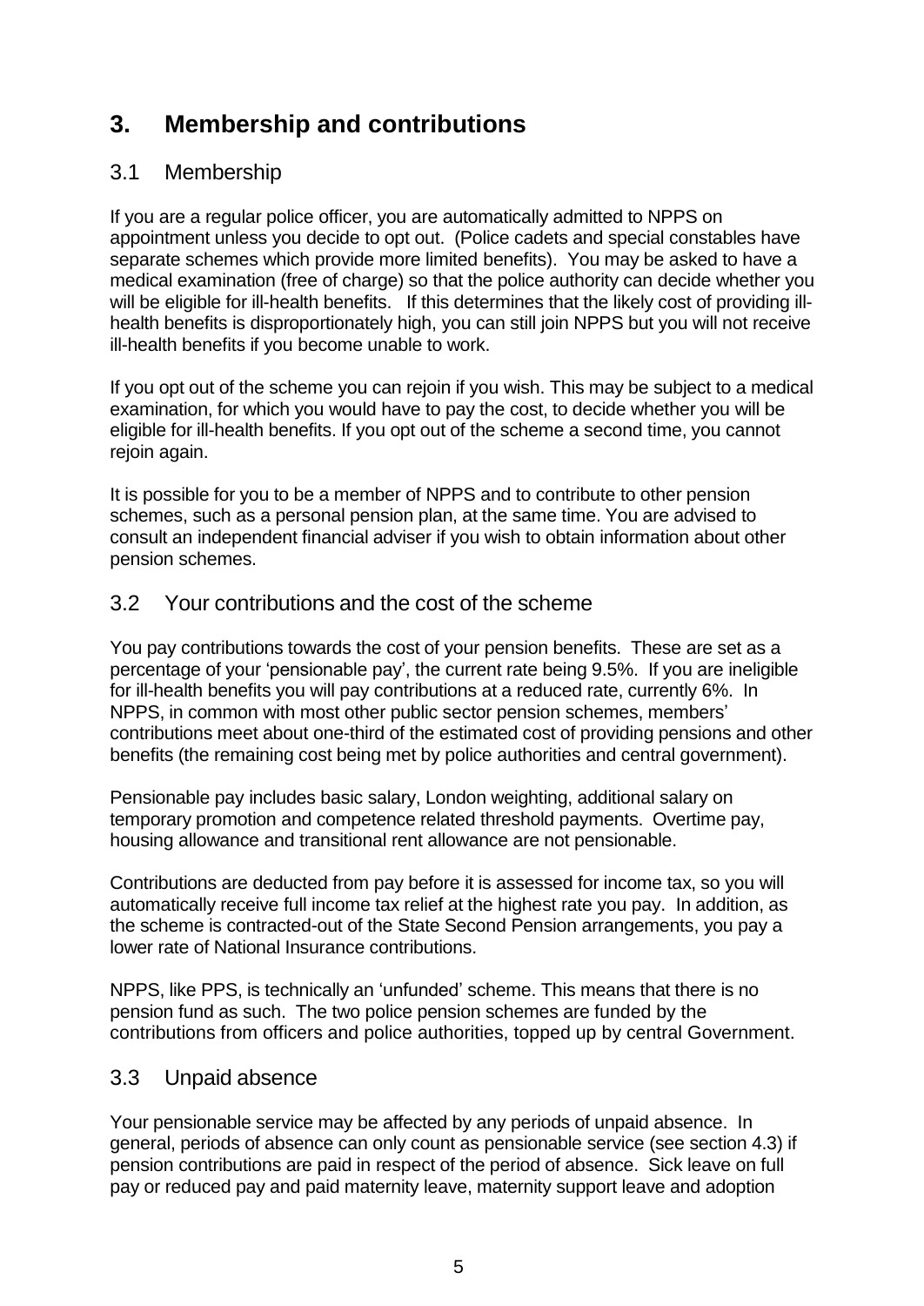# 3. Membership and contributions

## 3.1 Membership

If you are a regular police officer, you are automatically admitted to NPPS on appointment unless you decide to opt out. (Police cadets and special constables have separate schemes which provide more limited benefits). You may be asked to have a medical examination (free of charge) so that the police authority can decide whether you will be eligible for ill-health benefits. If this determines that the likely cost of providing ill-health benefits is disproportionately high, you can still join NPPS but you will not receive ill-health benefits if you become unable to work.

If you opt out of the scheme you can rejoin if you wish. This may be subject to a medical examination, for which you would have to pay the cost, to decide whether you will be eligible for ill-health benefits. If you opt out of the scheme a second time, you cannot rejoin again.

It is possible for you to be a member of NPPS and to contribute to other pension schemes, such as a personal pension plan, at the same time. You are advised to consult an independent financial adviser if you wish to obtain information about other pension schemes.

## 3.2 Your contributions and the cost of the scheme

You pay contributions towards the cost of your pension benefits. These are set as a percentage of your 'pensionable pay', the current rate being 9.5%. If you are ineligible for ill-health benefits you will pay contributions at a reduced rate, currently 6%. In NPPS, in common with most other public sector pension schemes, members' contributions meet about one-third of the estimated cost of providing pensions and other benefits (the remaining cost being met by police authorities and central government).

Pensionable pay includes basic salary, London weighting, additional salary on temporary promotion and competence related threshold payments. Overtime pay, housing allowance and transitional rent allowance are not pensionable.

Contributions are deducted from pay before it is assessed for income tax, so you will automatically receive full income tax relief at the highest rate you pay. In addition, as the scheme is contracted-out of the State Second Pension arrangements, you pay a lower rate of National Insurance contributions.

NPPS, like PPS, is technically an 'unfunded' scheme. This means that there is no pension fund as such. The two police pension schemes are funded by the contributions from officers and police authorities, topped up by central Government.

## 3.3 Unpaid absence

Your pensionable service may be affected by any periods of unpaid absence. In general, periods of absence can only count as pensionable service (see section 4.3) if pension contributions are paid in respect of the period of absence. Sick leave on full pay or reduced pay and paid maternity leave, maternity support leave and adoption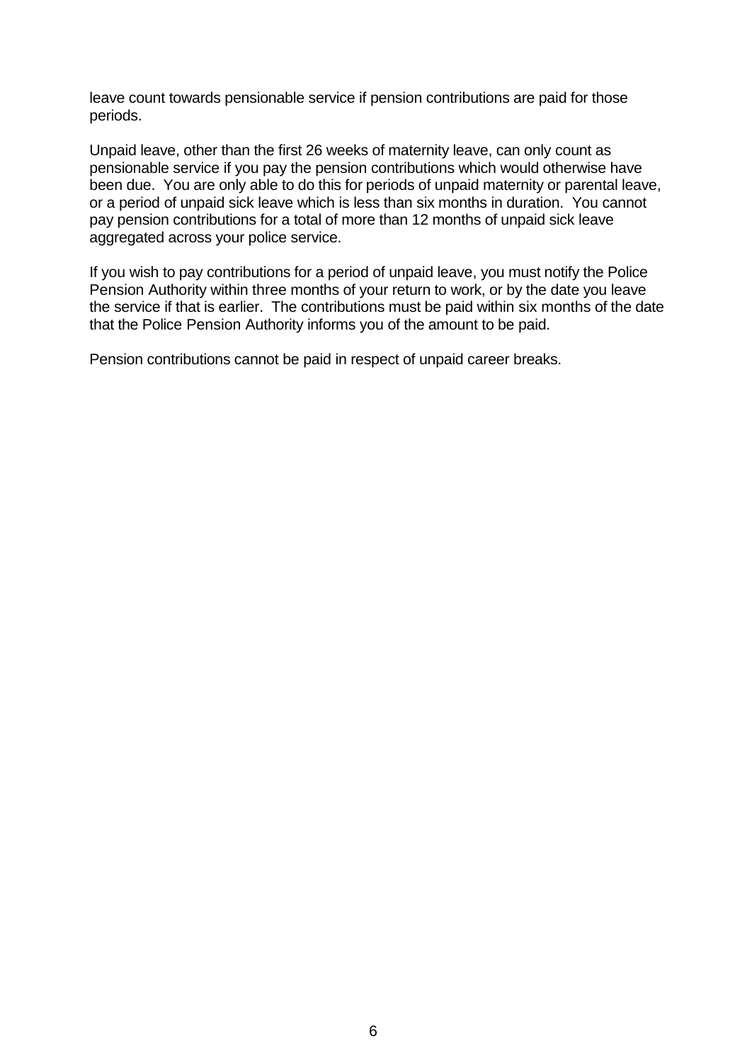leave count towards pensionable service if pension contributions are paid for those periods.

Unpaid leave, other than the first 26 weeks of maternity leave, can only count as pensionable service if you pay the pension contributions which would otherwise have been due. You are only able to do this for periods of unpaid maternity or parental leave, or a period of unpaid sick leave which is less than six months in duration. You cannot pay pension contributions for a total of more than 12 months of unpaid sick leave aggregated across your police service.

If you wish to pay contributions for a period of unpaid leave, you must notify the Police Pension Authority within three months of your return to work, or by the date you leave the service if that is earlier. The contributions must be paid within six months of the date that the Police Pension Authority informs you of the amount to be paid.

Pension contributions cannot be paid in respect of unpaid career breaks.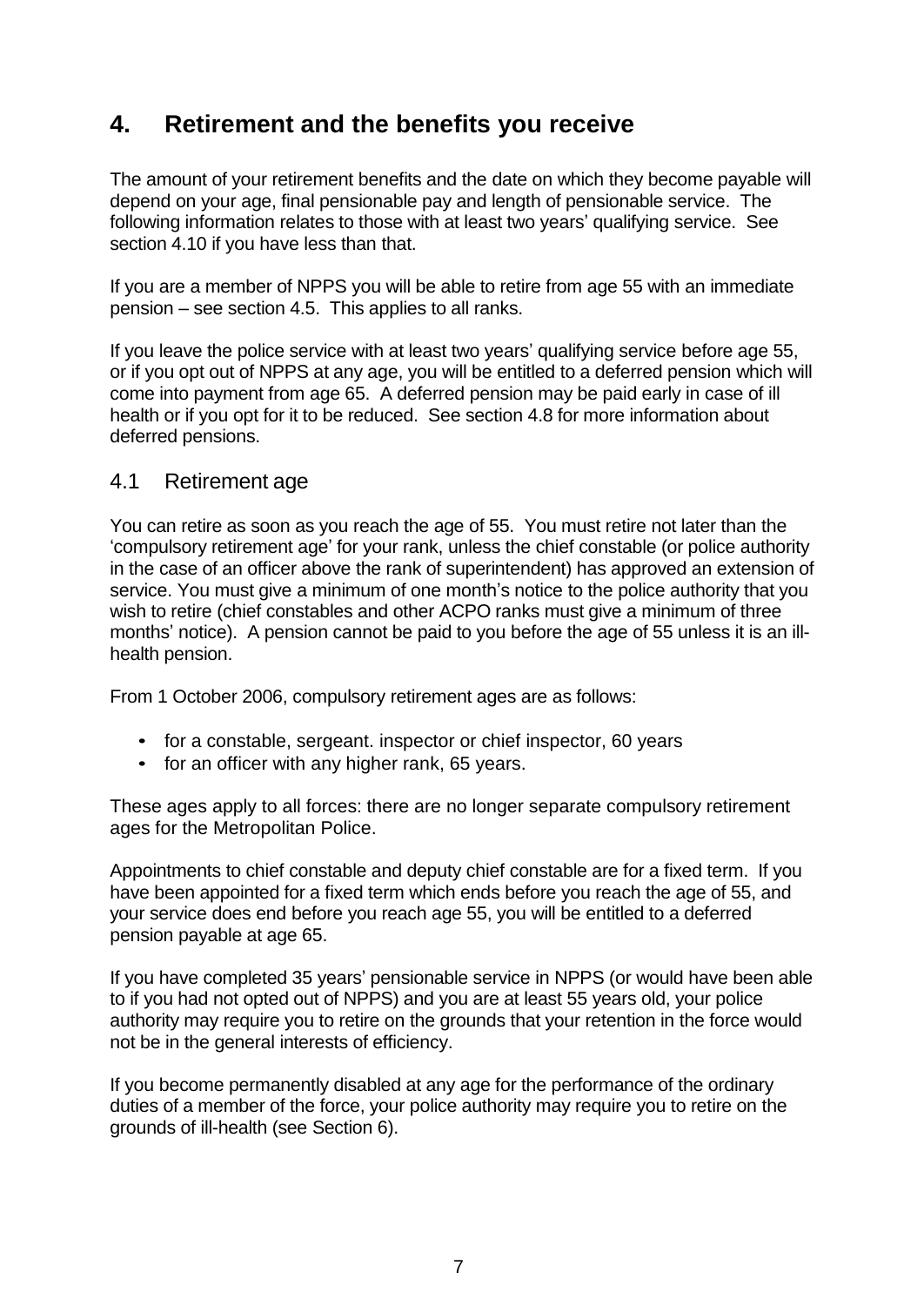# 4. Retirement and the benefits you receive

The amount of your retirement benefits and the date on which they become payable will depend on your age, final pensionable pay and length of pensionable service. The following information relates to those with at least two years' qualifying service. See section 4.10 if you have less than that.

If you are a member of NPPS you will be able to retire from age 55 with an immediate pension – see section 4.5. This applies to all ranks.

If you leave the police service with at least two years' qualifying service before age 55, or if you opt out of NPPS at any age, you will be entitled to a deferred pension which will come into payment from age 65. A deferred pension may be paid early in case of ill health or if you opt for it to be reduced. See section 4.8 for more information about deferred pensions.

## 4.1 Retirement age

You can retire as soon as you reach the age of 55. You must retire not later than the 'compulsory retirement age' for your rank, unless the chief constable (or police authority in the case of an officer above the rank of superintendent) has approved an extension of service. You must give a minimum of one month's notice to the police authority that you wish to retire (chief constables and other ACPO ranks must give a minimum of three months' notice). A pension cannot be paid to you before the age of 55 unless it is an ill-health pension.

From 1 October 2006, compulsory retirement ages are as follows:

- for a constable, sergeant. inspector or chief inspector, 60 years
- for an officer with any higher rank, 65 years.

These ages apply to all forces: there are no longer separate compulsory retirement ages for the Metropolitan Police.

Appointments to chief constable and deputy chief constable are for a fixed term. If you have been appointed for a fixed term which ends before you reach the age of 55, and your service does end before you reach age 55, you will be entitled to a deferred pension payable at age 65.

If you have completed 35 years' pensionable service in NPPS (or would have been able to if you had not opted out of NPPS) and you are at least 55 years old, your police authority may require you to retire on the grounds that your retention in the force would not be in the general interests of efficiency.

If you become permanently disabled at any age for the performance of the ordinary duties of a member of the force, your police authority may require you to retire on the grounds of ill-health (see Section 6).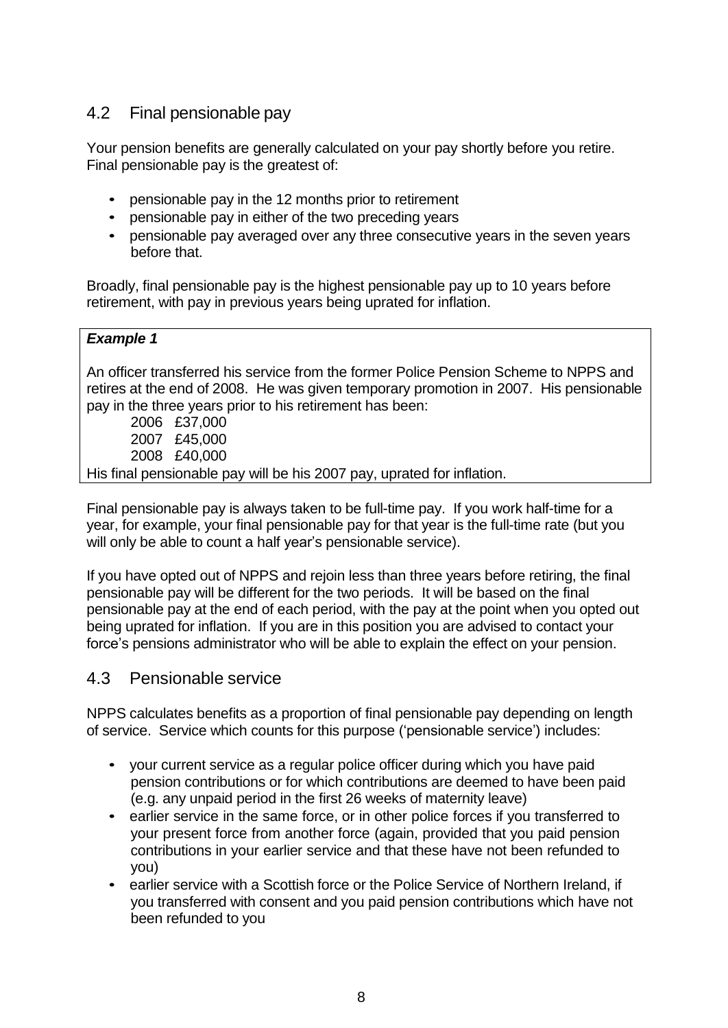## 4.2 Final pensionable pay

Your pension benefits are generally calculated on your pay shortly before you retire. Final pensionable pay is the greatest of:

- pensionable pay in the 12 months prior to retirement
- pensionable pay in either of the two preceding years
- pensionable pay averaged over any three consecutive years in the seven years before that.

Broadly, final pensionable pay is the highest pensionable pay up to 10 years before retirement, with pay in previous years being uprated for inflation.

> ***Example 1***
>
> An officer transferred his service from the former Police Pension Scheme to NPPS and retires at the end of 2008. He was given temporary promotion in 2007. His pensionable pay in the three years prior to his retirement has been:
>
> 2006 £37,000
> 2007 £45,000
> 2008 £40,000
>
> His final pensionable pay will be his 2007 pay, uprated for inflation.

Final pensionable pay is always taken to be full-time pay. If you work half-time for a year, for example, your final pensionable pay for that year is the full-time rate (but you will only be able to count a half year's pensionable service).

If you have opted out of NPPS and rejoin less than three years before retiring, the final pensionable pay will be different for the two periods. It will be based on the final pensionable pay at the end of each period, with the pay at the point when you opted out being uprated for inflation. If you are in this position you are advised to contact your force's pensions administrator who will be able to explain the effect on your pension.

## 4.3 Pensionable service

NPPS calculates benefits as a proportion of final pensionable pay depending on length of service. Service which counts for this purpose ('pensionable service') includes:

- your current service as a regular police officer during which you have paid pension contributions or for which contributions are deemed to have been paid (e.g. any unpaid period in the first 26 weeks of maternity leave)
- earlier service in the same force, or in other police forces if you transferred to your present force from another force (again, provided that you paid pension contributions in your earlier service and that these have not been refunded to you)
- earlier service with a Scottish force or the Police Service of Northern Ireland, if you transferred with consent and you paid pension contributions which have not been refunded to you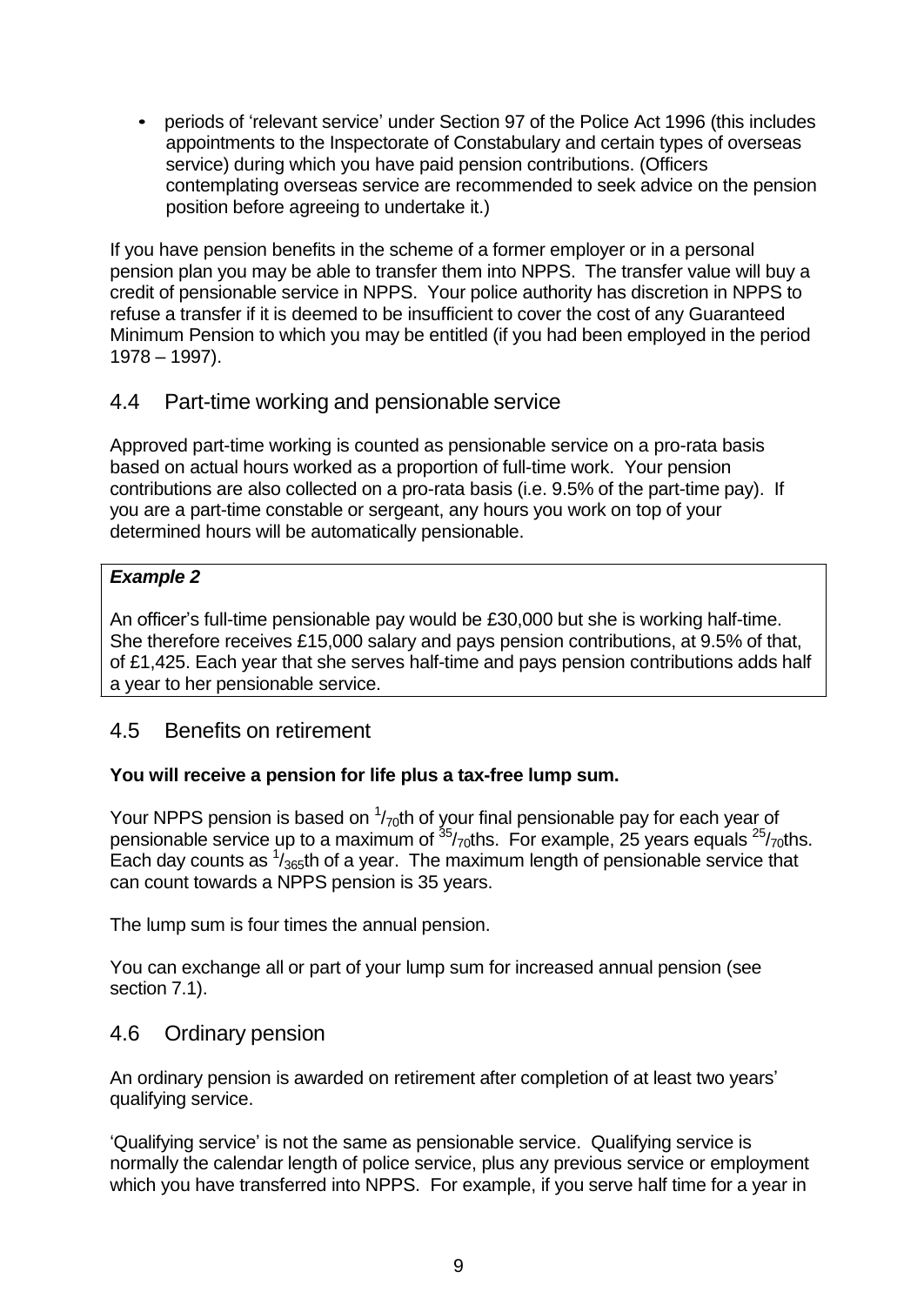- periods of 'relevant service' under Section 97 of the Police Act 1996 (this includes appointments to the Inspectorate of Constabulary and certain types of overseas service) during which you have paid pension contributions. (Officers contemplating overseas service are recommended to seek advice on the pension position before agreeing to undertake it.)

If you have pension benefits in the scheme of a former employer or in a personal pension plan you may be able to transfer them into NPPS. The transfer value will buy a credit of pensionable service in NPPS. Your police authority has discretion in NPPS to refuse a transfer if it is deemed to be insufficient to cover the cost of any Guaranteed Minimum Pension to which you may be entitled (if you had been employed in the period 1978 – 1997).

## 4.4 Part-time working and pensionable service

Approved part-time working is counted as pensionable service on a pro-rata basis based on actual hours worked as a proportion of full-time work. Your pension contributions are also collected on a pro-rata basis (i.e. 9.5% of the part-time pay). If you are a part-time constable or sergeant, any hours you work on top of your determined hours will be automatically pensionable.

> ***Example 2***
>
> An officer's full-time pensionable pay would be £30,000 but she is working half-time. She therefore receives £15,000 salary and pays pension contributions, at 9.5% of that, of £1,425. Each year that she serves half-time and pays pension contributions adds half a year to her pensionable service.

## 4.5 Benefits on retirement

**You will receive a pension for life plus a tax-free lump sum.**

Your NPPS pension is based on $^{1}/_{70}$th of your final pensionable pay for each year of pensionable service up to a maximum of $^{35}/_{70}$ths. For example, 25 years equals $^{25}/_{70}$ths. Each day counts as $^{1}/_{365}$th of a year. The maximum length of pensionable service that can count towards a NPPS pension is 35 years.

The lump sum is four times the annual pension.

You can exchange all or part of your lump sum for increased annual pension (see section 7.1).

## 4.6 Ordinary pension

An ordinary pension is awarded on retirement after completion of at least two years' qualifying service.

'Qualifying service' is not the same as pensionable service. Qualifying service is normally the calendar length of police service, plus any previous service or employment which you have transferred into NPPS. For example, if you serve half time for a year in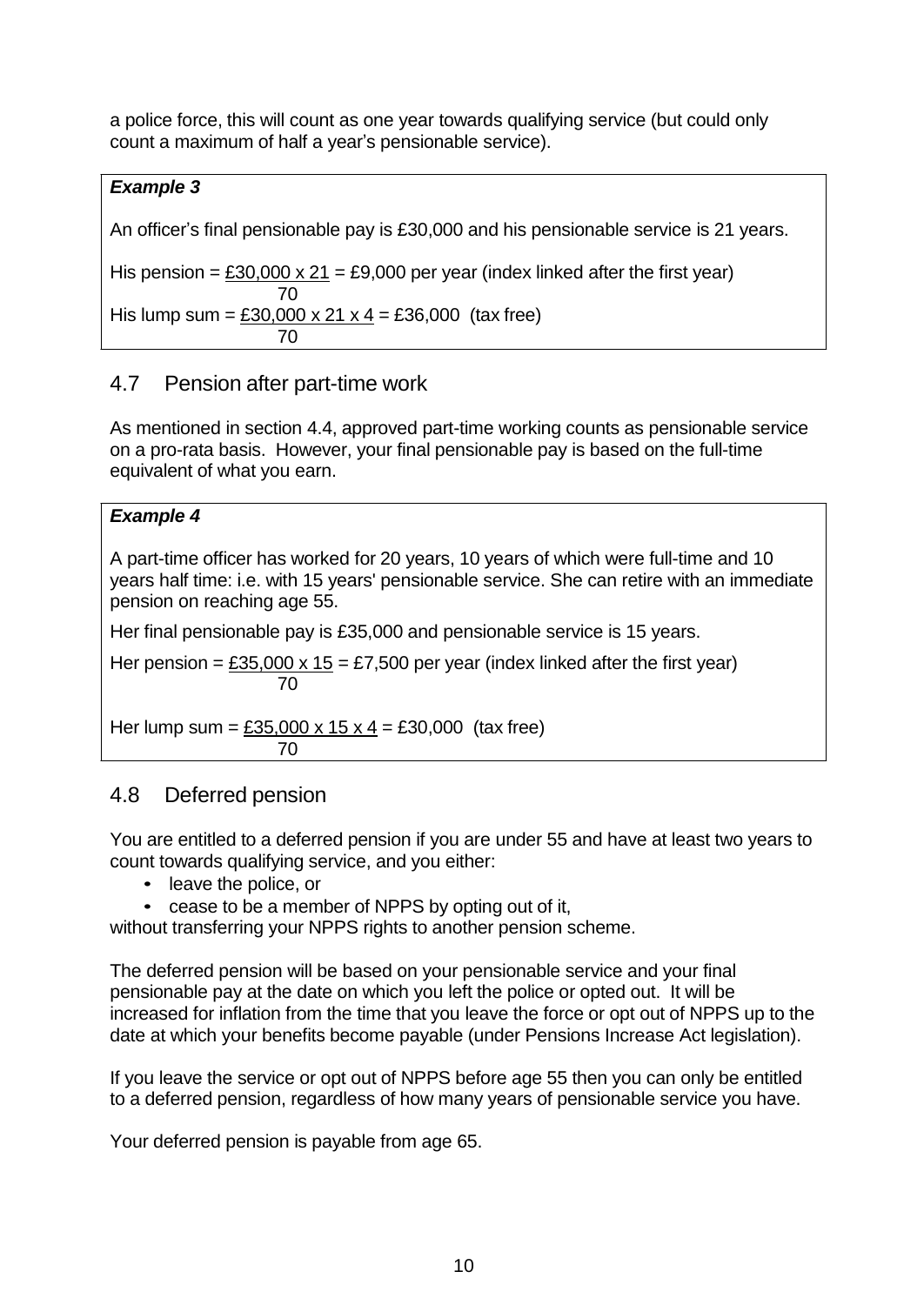a police force, this will count as one year towards qualifying service (but could only count a maximum of half a year's pensionable service).

> ***Example 3***
>
> An officer's final pensionable pay is £30,000 and his pensionable service is 21 years.
>
> His pension = $\frac{£30,000 \times 21}{70}$ = £9,000 per year (index linked after the first year)
>
> His lump sum = $\frac{£30,000 \times 21 \times 4}{70}$ = £36,000 (tax free)

## 4.7 Pension after part-time work

As mentioned in section 4.4, approved part-time working counts as pensionable service on a pro-rata basis. However, your final pensionable pay is based on the full-time equivalent of what you earn.

> ***Example 4***
>
> A part-time officer has worked for 20 years, 10 years of which were full-time and 10 years half time: i.e. with 15 years' pensionable service. She can retire with an immediate pension on reaching age 55.
>
> Her final pensionable pay is £35,000 and pensionable service is 15 years.
>
> Her pension = $\frac{£35,000 \times 15}{70}$ = £7,500 per year (index linked after the first year)
>
> Her lump sum = $\frac{£35,000 \times 15 \times 4}{70}$ = £30,000 (tax free)

## 4.8 Deferred pension

You are entitled to a deferred pension if you are under 55 and have at least two years to count towards qualifying service, and you either:

- leave the police, or
- cease to be a member of NPPS by opting out of it,

without transferring your NPPS rights to another pension scheme.

The deferred pension will be based on your pensionable service and your final pensionable pay at the date on which you left the police or opted out. It will be increased for inflation from the time that you leave the force or opt out of NPPS up to the date at which your benefits become payable (under Pensions Increase Act legislation).

If you leave the service or opt out of NPPS before age 55 then you can only be entitled to a deferred pension, regardless of how many years of pensionable service you have.

Your deferred pension is payable from age 65.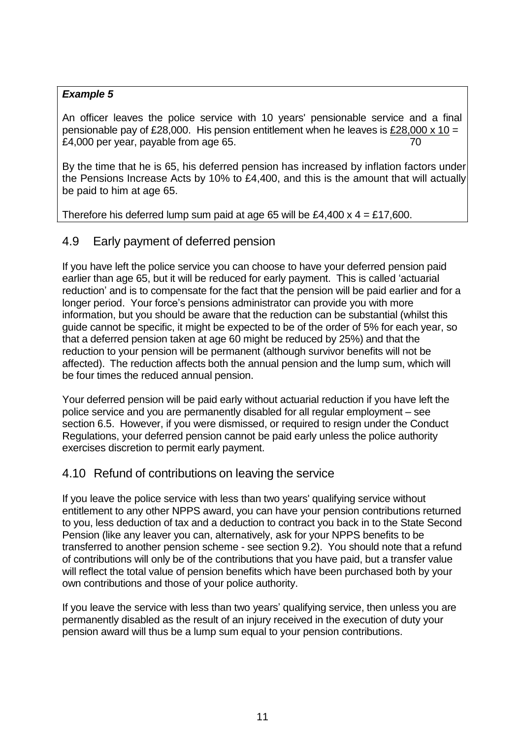**_Example 5_**

An officer leaves the police service with 10 years' pensionable service and a final pensionable pay of £28,000. His pension entitlement when he leaves is $\frac{£28,000 \times 10}{70}$ = £4,000 per year, payable from age 65.

By the time that he is 65, his deferred pension has increased by inflation factors under the Pensions Increase Acts by 10% to £4,400, and this is the amount that will actually be paid to him at age 65.

Therefore his deferred lump sum paid at age 65 will be £4,400 x 4 = £17,600.

## 4.9 Early payment of deferred pension

If you have left the police service you can choose to have your deferred pension paid earlier than age 65, but it will be reduced for early payment. This is called 'actuarial reduction' and is to compensate for the fact that the pension will be paid earlier and for a longer period. Your force's pensions administrator can provide you with more information, but you should be aware that the reduction can be substantial (whilst this guide cannot be specific, it might be expected to be of the order of 5% for each year, so that a deferred pension taken at age 60 might be reduced by 25%) and that the reduction to your pension will be permanent (although survivor benefits will not be affected). The reduction affects both the annual pension and the lump sum, which will be four times the reduced annual pension.

Your deferred pension will be paid early without actuarial reduction if you have left the police service and you are permanently disabled for all regular employment – see section 6.5. However, if you were dismissed, or required to resign under the Conduct Regulations, your deferred pension cannot be paid early unless the police authority exercises discretion to permit early payment.

## 4.10 Refund of contributions on leaving the service

If you leave the police service with less than two years' qualifying service without entitlement to any other NPPS award, you can have your pension contributions returned to you, less deduction of tax and a deduction to contract you back in to the State Second Pension (like any leaver you can, alternatively, ask for your NPPS benefits to be transferred to another pension scheme - see section 9.2). You should note that a refund of contributions will only be of the contributions that you have paid, but a transfer value will reflect the total value of pension benefits which have been purchased both by your own contributions and those of your police authority.

If you leave the service with less than two years' qualifying service, then unless you are permanently disabled as the result of an injury received in the execution of duty your pension award will thus be a lump sum equal to your pension contributions.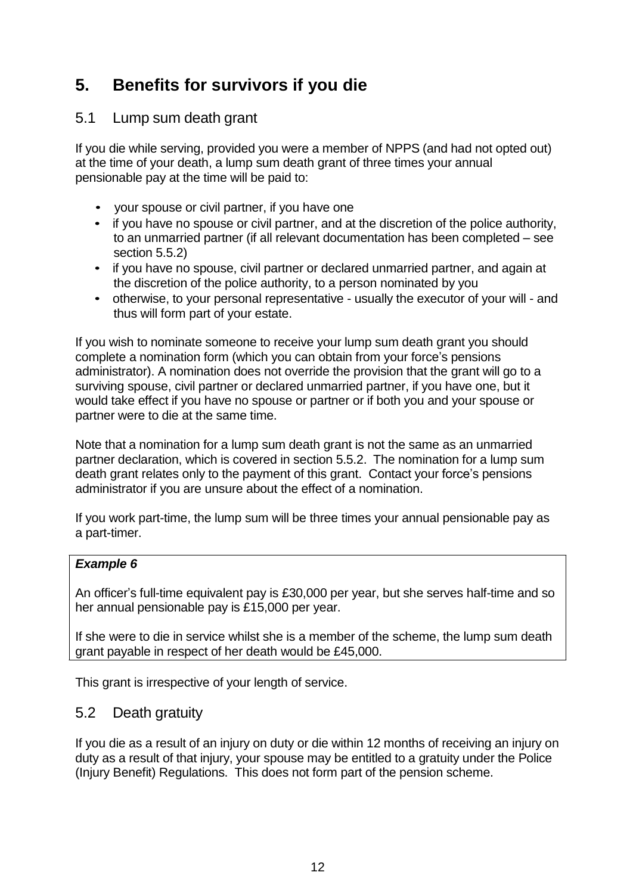# 5. Benefits for survivors if you die

## 5.1 Lump sum death grant

If you die while serving, provided you were a member of NPPS (and had not opted out) at the time of your death, a lump sum death grant of three times your annual pensionable pay at the time will be paid to:

- your spouse or civil partner, if you have one
- if you have no spouse or civil partner, and at the discretion of the police authority, to an unmarried partner (if all relevant documentation has been completed – see section 5.5.2)
- if you have no spouse, civil partner or declared unmarried partner, and again at the discretion of the police authority, to a person nominated by you
- otherwise, to your personal representative - usually the executor of your will - and thus will form part of your estate.

If you wish to nominate someone to receive your lump sum death grant you should complete a nomination form (which you can obtain from your force's pensions administrator). A nomination does not override the provision that the grant will go to a surviving spouse, civil partner or declared unmarried partner, if you have one, but it would take effect if you have no spouse or partner or if both you and your spouse or partner were to die at the same time.

Note that a nomination for a lump sum death grant is not the same as an unmarried partner declaration, which is covered in section 5.5.2. The nomination for a lump sum death grant relates only to the payment of this grant. Contact your force's pensions administrator if you are unsure about the effect of a nomination.

If you work part-time, the lump sum will be three times your annual pensionable pay as a part-timer.

> ***Example 6***
>
> An officer's full-time equivalent pay is £30,000 per year, but she serves half-time and so her annual pensionable pay is £15,000 per year.
>
> If she were to die in service whilst she is a member of the scheme, the lump sum death grant payable in respect of her death would be £45,000.

This grant is irrespective of your length of service.

## 5.2 Death gratuity

If you die as a result of an injury on duty or die within 12 months of receiving an injury on duty as a result of that injury, your spouse may be entitled to a gratuity under the Police (Injury Benefit) Regulations. This does not form part of the pension scheme.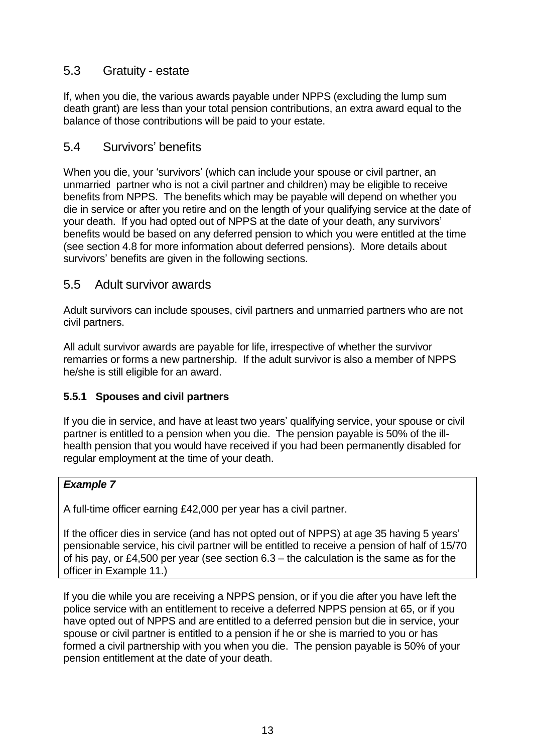## 5.3 Gratuity - estate

If, when you die, the various awards payable under NPPS (excluding the lump sum death grant) are less than your total pension contributions, an extra award equal to the balance of those contributions will be paid to your estate.

## 5.4 Survivors' benefits

When you die, your 'survivors' (which can include your spouse or civil partner, an unmarried partner who is not a civil partner and children) may be eligible to receive benefits from NPPS. The benefits which may be payable will depend on whether you die in service or after you retire and on the length of your qualifying service at the date of your death. If you had opted out of NPPS at the date of your death, any survivors' benefits would be based on any deferred pension to which you were entitled at the time (see section 4.8 for more information about deferred pensions). More details about survivors' benefits are given in the following sections.

## 5.5 Adult survivor awards

Adult survivors can include spouses, civil partners and unmarried partners who are not civil partners.

All adult survivor awards are payable for life, irrespective of whether the survivor remarries or forms a new partnership. If the adult survivor is also a member of NPPS he/she is still eligible for an award.

### 5.5.1 Spouses and civil partners

If you die in service, and have at least two years' qualifying service, your spouse or civil partner is entitled to a pension when you die. The pension payable is 50% of the ill-health pension that you would have received if you had been permanently disabled for regular employment at the time of your death.

> ***Example 7***
>
> A full-time officer earning £42,000 per year has a civil partner.
>
> If the officer dies in service (and has not opted out of NPPS) at age 35 having 5 years' pensionable service, his civil partner will be entitled to receive a pension of half of 15/70 of his pay, or £4,500 per year (see section 6.3 – the calculation is the same as for the officer in Example 11.)

If you die while you are receiving a NPPS pension, or if you die after you have left the police service with an entitlement to receive a deferred NPPS pension at 65, or if you have opted out of NPPS and are entitled to a deferred pension but die in service, your spouse or civil partner is entitled to a pension if he or she is married to you or has formed a civil partnership with you when you die. The pension payable is 50% of your pension entitlement at the date of your death.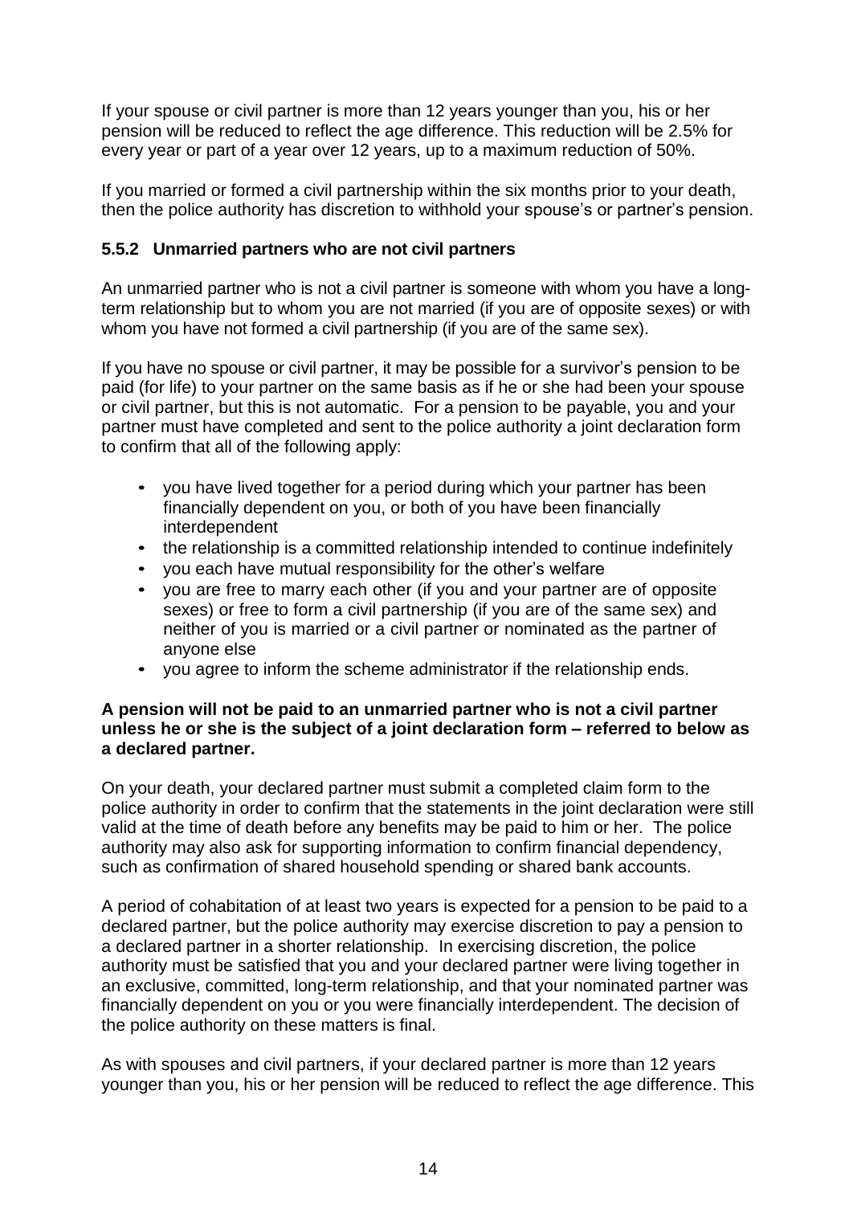If your spouse or civil partner is more than 12 years younger than you, his or her pension will be reduced to reflect the age difference. This reduction will be 2.5% for every year or part of a year over 12 years, up to a maximum reduction of 50%.

If you married or formed a civil partnership within the six months prior to your death, then the police authority has discretion to withhold your spouse's or partner's pension.

### 5.5.2 Unmarried partners who are not civil partners

An unmarried partner who is not a civil partner is someone with whom you have a long-term relationship but to whom you are not married (if you are of opposite sexes) or with whom you have not formed a civil partnership (if you are of the same sex).

If you have no spouse or civil partner, it may be possible for a survivor's pension to be paid (for life) to your partner on the same basis as if he or she had been your spouse or civil partner, but this is not automatic. For a pension to be payable, you and your partner must have completed and sent to the police authority a joint declaration form to confirm that all of the following apply:

- you have lived together for a period during which your partner has been financially dependent on you, or both of you have been financially interdependent
- the relationship is a committed relationship intended to continue indefinitely
- you each have mutual responsibility for the other's welfare
- you are free to marry each other (if you and your partner are of opposite sexes) or free to form a civil partnership (if you are of the same sex) and neither of you is married or a civil partner or nominated as the partner of anyone else
- you agree to inform the scheme administrator if the relationship ends.

**A pension will not be paid to an unmarried partner who is not a civil partner unless he or she is the subject of a joint declaration form – referred to below as a declared partner.**

On your death, your declared partner must submit a completed claim form to the police authority in order to confirm that the statements in the joint declaration were still valid at the time of death before any benefits may be paid to him or her. The police authority may also ask for supporting information to confirm financial dependency, such as confirmation of shared household spending or shared bank accounts.

A period of cohabitation of at least two years is expected for a pension to be paid to a declared partner, but the police authority may exercise discretion to pay a pension to a declared partner in a shorter relationship. In exercising discretion, the police authority must be satisfied that you and your declared partner were living together in an exclusive, committed, long-term relationship, and that your nominated partner was financially dependent on you or you were financially interdependent. The decision of the police authority on these matters is final.

As with spouses and civil partners, if your declared partner is more than 12 years younger than you, his or her pension will be reduced to reflect the age difference. This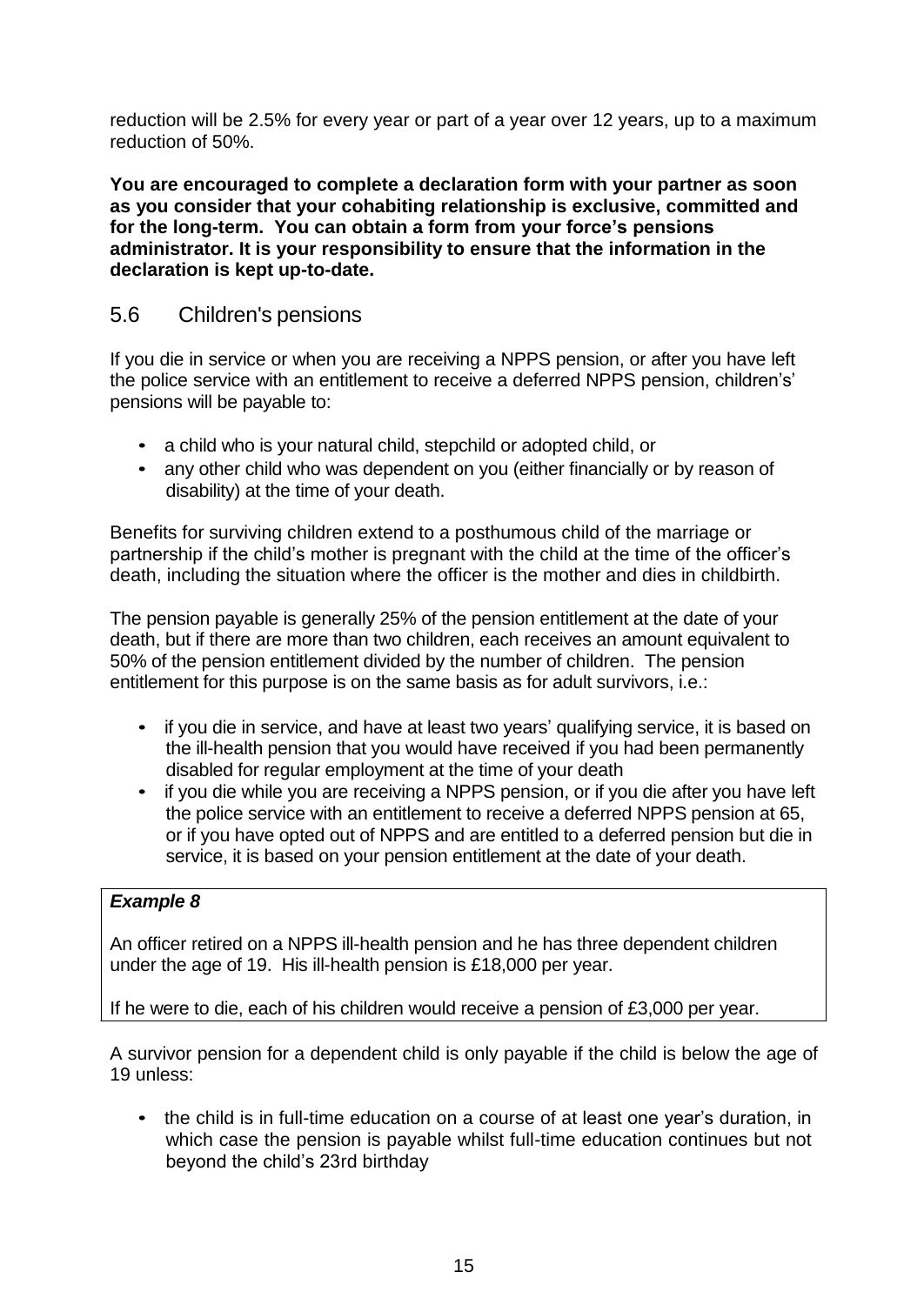reduction will be 2.5% for every year or part of a year over 12 years, up to a maximum reduction of 50%.

**You are encouraged to complete a declaration form with your partner as soon as you consider that your cohabiting relationship is exclusive, committed and for the long-term. You can obtain a form from your force's pensions administrator. It is your responsibility to ensure that the information in the declaration is kept up-to-date.**

## 5.6 Children's pensions

If you die in service or when you are receiving a NPPS pension, or after you have left the police service with an entitlement to receive a deferred NPPS pension, childrens's' pensions will be payable to:

- a child who is your natural child, stepchild or adopted child, or
- any other child who was dependent on you (either financially or by reason of disability) at the time of your death.

Benefits for surviving children extend to a posthumous child of the marriage or partnership if the child's mother is pregnant with the child at the time of the officer's death, including the situation where the officer is the mother and dies in childbirth.

The pension payable is generally 25% of the pension entitlement at the date of your death, but if there are more than two children, each receives an amount equivalent to 50% of the pension entitlement divided by the number of children. The pension entitlement for this purpose is on the same basis as for adult survivors, i.e.:

- if you die in service, and have at least two years' qualifying service, it is based on the ill-health pension that you would have received if you had been permanently disabled for regular employment at the time of your death
- if you die while you are receiving a NPPS pension, or if you die after you have left the police service with an entitlement to receive a deferred NPPS pension at 65, or if you have opted out of NPPS and are entitled to a deferred pension but die in service, it is based on your pension entitlement at the date of your death.

> ***Example 8***
>
> An officer retired on a NPPS ill-health pension and he has three dependent children under the age of 19. His ill-health pension is £18,000 per year.
>
> If he were to die, each of his children would receive a pension of £3,000 per year.

A survivor pension for a dependent child is only payable if the child is below the age of 19 unless:

- the child is in full-time education on a course of at least one year's duration, in which case the pension is payable whilst full-time education continues but not beyond the child's 23rd birthday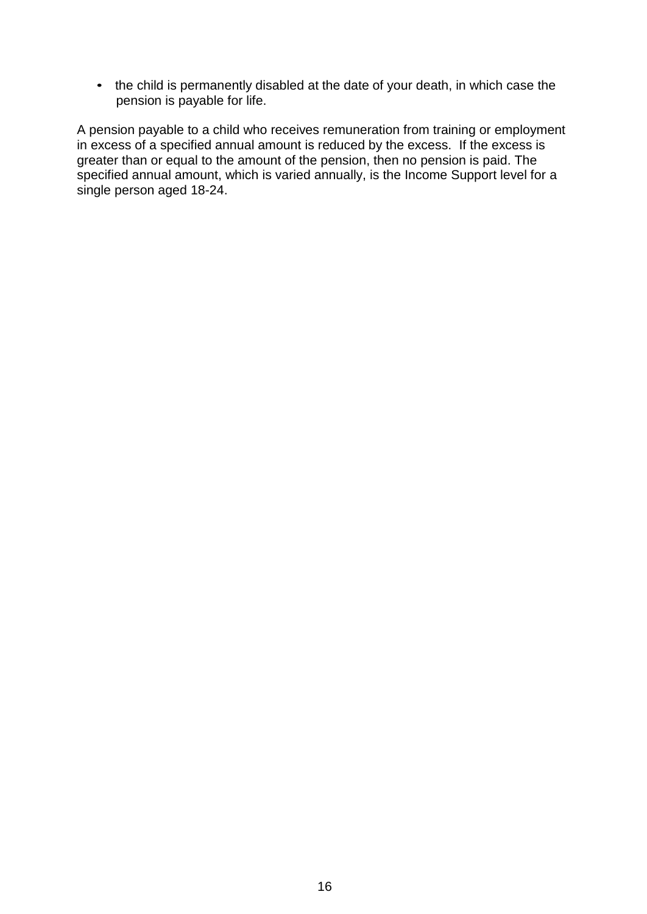- the child is permanently disabled at the date of your death, in which case the pension is payable for life.

A pension payable to a child who receives remuneration from training or employment in excess of a specified annual amount is reduced by the excess.  If the excess is greater than or equal to the amount of the pension, then no pension is paid. The specified annual amount, which is varied annually, is the Income Support level for a single person aged 18-24.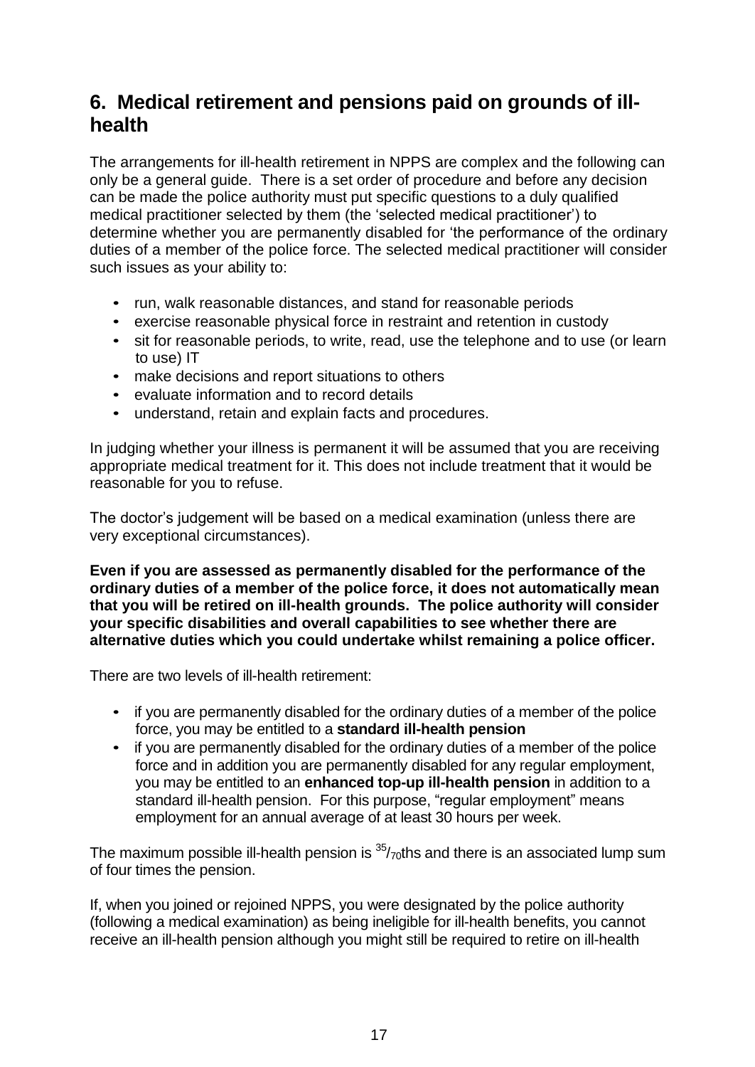## 6. Medical retirement and pensions paid on grounds of ill-health

The arrangements for ill-health retirement in NPPS are complex and the following can only be a general guide. There is a set order of procedure and before any decision can be made the police authority must put specific questions to a duly qualified medical practitioner selected by them (the 'selected medical practitioner') to determine whether you are permanently disabled for 'the performance of the ordinary duties of a member of the police force. The selected medical practitioner will consider such issues as your ability to:

- run, walk reasonable distances, and stand for reasonable periods
- exercise reasonable physical force in restraint and retention in custody
- sit for reasonable periods, to write, read, use the telephone and to use (or learn to use) IT
- make decisions and report situations to others
- evaluate information and to record details
- understand, retain and explain facts and procedures.

In judging whether your illness is permanent it will be assumed that you are receiving appropriate medical treatment for it. This does not include treatment that it would be reasonable for you to refuse.

The doctor's judgement will be based on a medical examination (unless there are very exceptional circumstances).

**Even if you are assessed as permanently disabled for the performance of the ordinary duties of a member of the police force, it does not automatically mean that you will be retired on ill-health grounds. The police authority will consider your specific disabilities and overall capabilities to see whether there are alternative duties which you could undertake whilst remaining a police officer.**

There are two levels of ill-health retirement:

- if you are permanently disabled for the ordinary duties of a member of the police force, you may be entitled to a **standard ill-health pension**
- if you are permanently disabled for the ordinary duties of a member of the police force and in addition you are permanently disabled for any regular employment, you may be entitled to an **enhanced top-up ill-health pension** in addition to a standard ill-health pension. For this purpose, "regular employment" means employment for an annual average of at least 30 hours per week.

The maximum possible ill-health pension is $^{35}/_{70}$ths and there is an associated lump sum of four times the pension.

If, when you joined or rejoined NPPS, you were designated by the police authority (following a medical examination) as being ineligible for ill-health benefits, you cannot receive an ill-health pension although you might still be required to retire on ill-health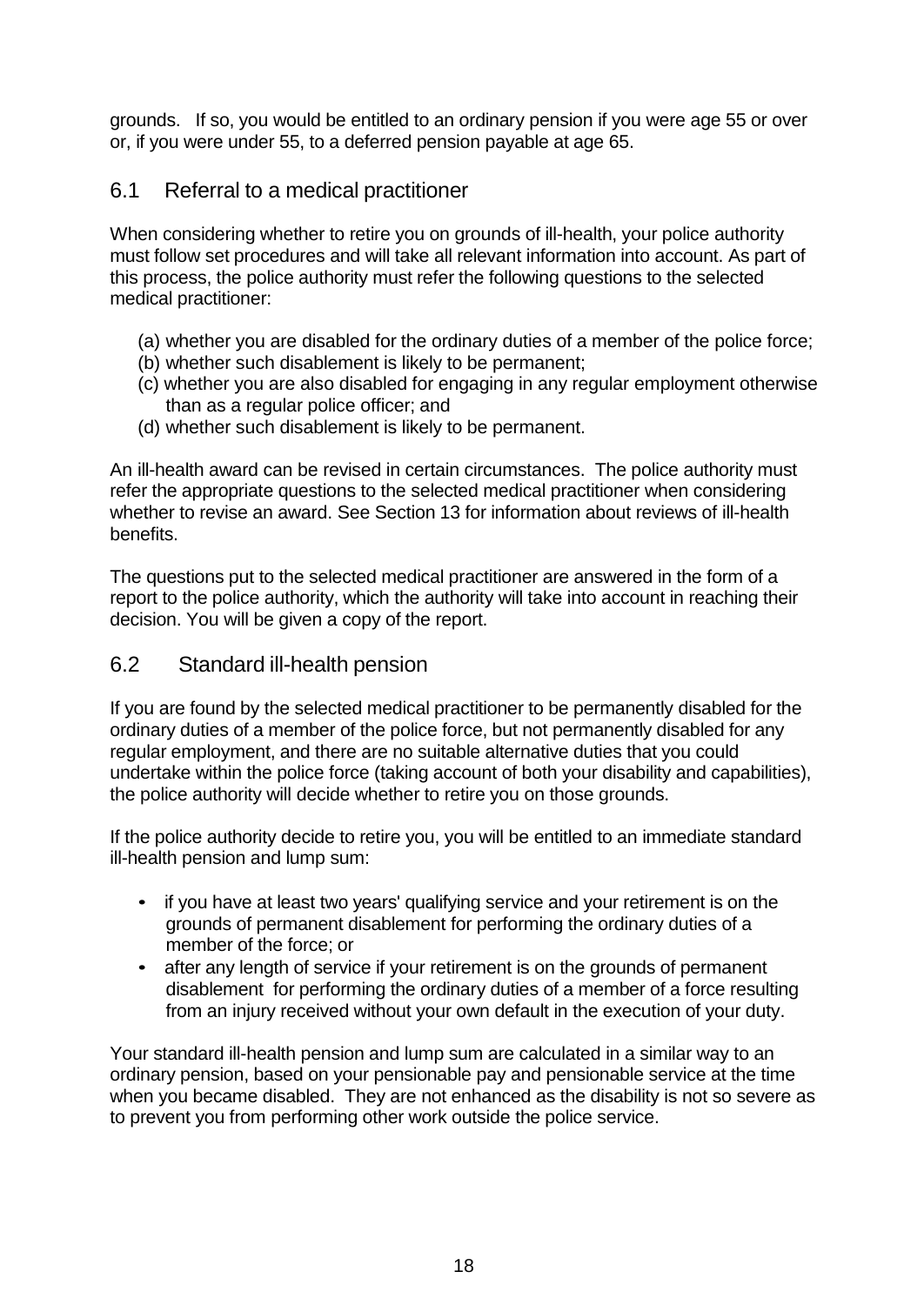grounds. If so, you would be entitled to an ordinary pension if you were age 55 or over or, if you were under 55, to a deferred pension payable at age 65.

## 6.1 Referral to a medical practitioner

When considering whether to retire you on grounds of ill-health, your police authority must follow set procedures and will take all relevant information into account. As part of this process, the police authority must refer the following questions to the selected medical practitioner:

(a) whether you are disabled for the ordinary duties of a member of the police force;
(b) whether such disablement is likely to be permanent;
(c) whether you are also disabled for engaging in any regular employment otherwise than as a regular police officer; and
(d) whether such disablement is likely to be permanent.

An ill-health award can be revised in certain circumstances. The police authority must refer the appropriate questions to the selected medical practitioner when considering whether to revise an award. See Section 13 for information about reviews of ill-health benefits.

The questions put to the selected medical practitioner are answered in the form of a report to the police authority, which the authority will take into account in reaching their decision. You will be given a copy of the report.

## 6.2 Standard ill-health pension

If you are found by the selected medical practitioner to be permanently disabled for the ordinary duties of a member of the police force, but not permanently disabled for any regular employment, and there are no suitable alternative duties that you could undertake within the police force (taking account of both your disability and capabilities), the police authority will decide whether to retire you on those grounds.

If the police authority decide to retire you, you will be entitled to an immediate standard ill-health pension and lump sum:

- if you have at least two years' qualifying service and your retirement is on the grounds of permanent disablement for performing the ordinary duties of a member of the force; or
- after any length of service if your retirement is on the grounds of permanent disablement for performing the ordinary duties of a member of a force resulting from an injury received without your own default in the execution of your duty.

Your standard ill-health pension and lump sum are calculated in a similar way to an ordinary pension, based on your pensionable pay and pensionable service at the time when you became disabled. They are not enhanced as the disability is not so severe as to prevent you from performing other work outside the police service.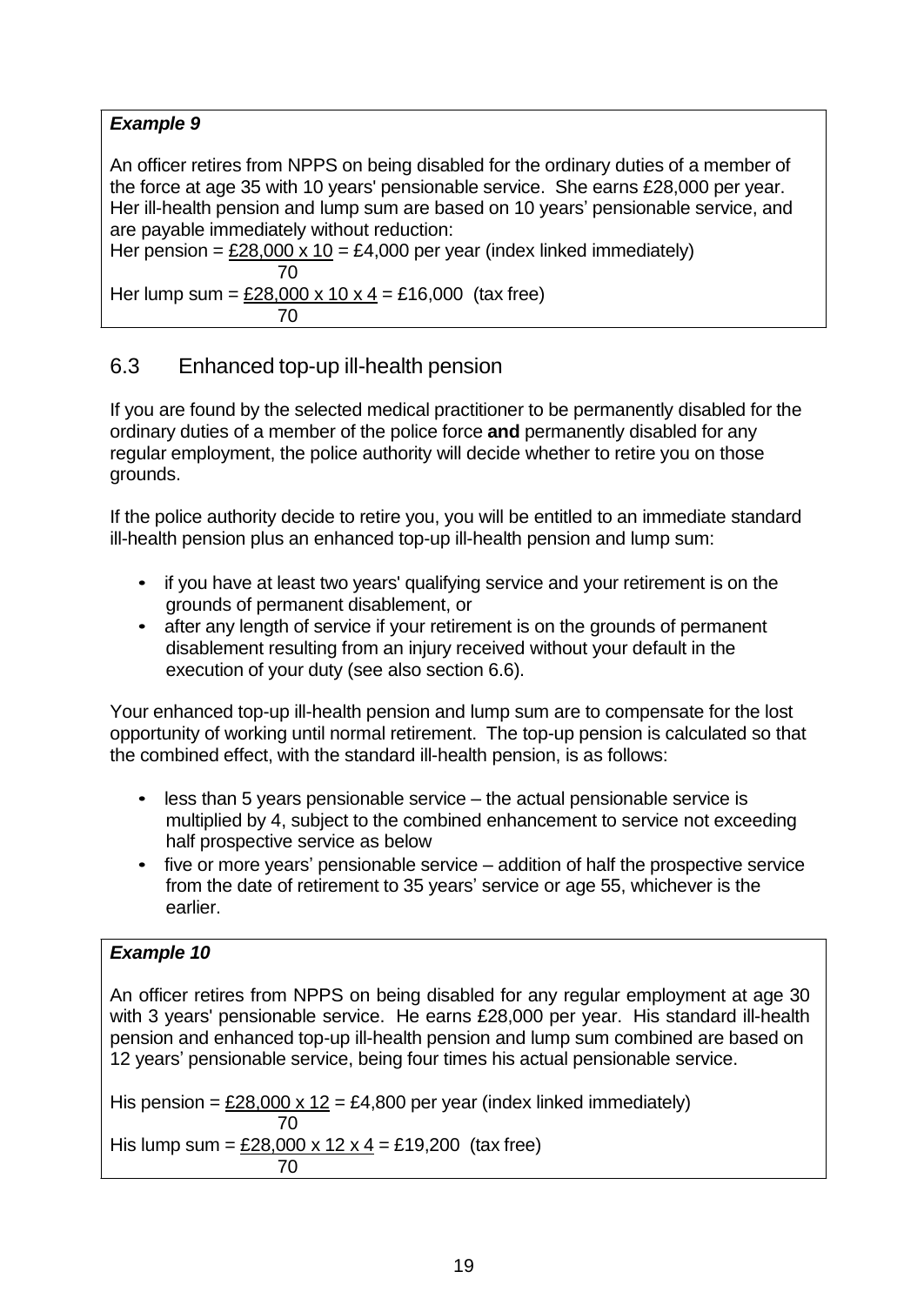***Example 9***

An officer retires from NPPS on being disabled for the ordinary duties of a member of the force at age 35 with 10 years' pensionable service. She earns £28,000 per year. Her ill-health pension and lump sum are based on 10 years' pensionable service, and are payable immediately without reduction:

Her pension = $\frac{£28,000 \times 10}{70}$ = £4,000 per year (index linked immediately)

Her lump sum = $\frac{£28,000 \times 10 \times 4}{70}$ = £16,000 (tax free)

## 6.3 Enhanced top-up ill-health pension

If you are found by the selected medical practitioner to be permanently disabled for the ordinary duties of a member of the police force **and** permanently disabled for any regular employment, the police authority will decide whether to retire you on those grounds.

If the police authority decide to retire you, you will be entitled to an immediate standard ill-health pension plus an enhanced top-up ill-health pension and lump sum:

- if you have at least two years' qualifying service and your retirement is on the grounds of permanent disablement, or
- after any length of service if your retirement is on the grounds of permanent disablement resulting from an injury received without your default in the execution of your duty (see also section 6.6).

Your enhanced top-up ill-health pension and lump sum are to compensate for the lost opportunity of working until normal retirement. The top-up pension is calculated so that the combined effect, with the standard ill-health pension, is as follows:

- less than 5 years pensionable service – the actual pensionable service is multiplied by 4, subject to the combined enhancement to service not exceeding half prospective service as below
- five or more years' pensionable service – addition of half the prospective service from the date of retirement to 35 years' service or age 55, whichever is the earlier.

***Example 10***

An officer retires from NPPS on being disabled for any regular employment at age 30 with 3 years' pensionable service. He earns £28,000 per year. His standard ill-health pension and enhanced top-up ill-health pension and lump sum combined are based on 12 years' pensionable service, being four times his actual pensionable service.

His pension = $\frac{£28,000 \times 12}{70}$ = £4,800 per year (index linked immediately)

His lump sum = $\frac{£28,000 \times 12 \times 4}{70}$ = £19,200 (tax free)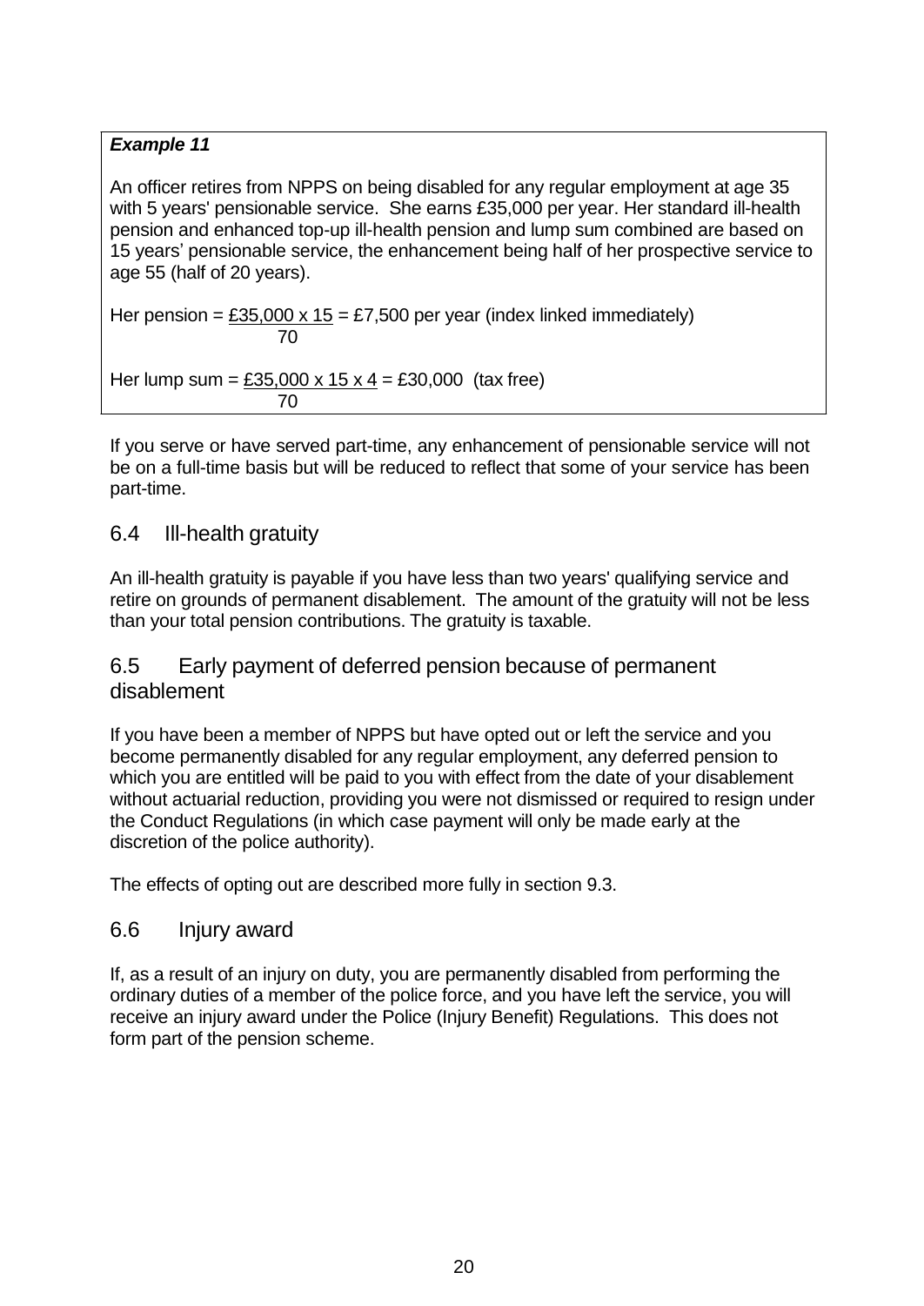***Example 11***

An officer retires from NPPS on being disabled for any regular employment at age 35 with 5 years' pensionable service. She earns £35,000 per year. Her standard ill-health pension and enhanced top-up ill-health pension and lump sum combined are based on 15 years' pensionable service, the enhancement being half of her prospective service to age 55 (half of 20 years).

Her pension = $\frac{£35,000 \times 15}{70}$ = £7,500 per year (index linked immediately)

Her lump sum = $\frac{£35,000 \times 15 \times 4}{70}$ = £30,000 (tax free)

If you serve or have served part-time, any enhancement of pensionable service will not be on a full-time basis but will be reduced to reflect that some of your service has been part-time.

## 6.4 Ill-health gratuity

An ill-health gratuity is payable if you have less than two years' qualifying service and retire on grounds of permanent disablement. The amount of the gratuity will not be less than your total pension contributions. The gratuity is taxable.

## 6.5 Early payment of deferred pension because of permanent disablement

If you have been a member of NPPS but have opted out or left the service and you become permanently disabled for any regular employment, any deferred pension to which you are entitled will be paid to you with effect from the date of your disablement without actuarial reduction, providing you were not dismissed or required to resign under the Conduct Regulations (in which case payment will only be made early at the discretion of the police authority).

The effects of opting out are described more fully in section 9.3.

## 6.6 Injury award

If, as a result of an injury on duty, you are permanently disabled from performing the ordinary duties of a member of the police force, and you have left the service, you will receive an injury award under the Police (Injury Benefit) Regulations. This does not form part of the pension scheme.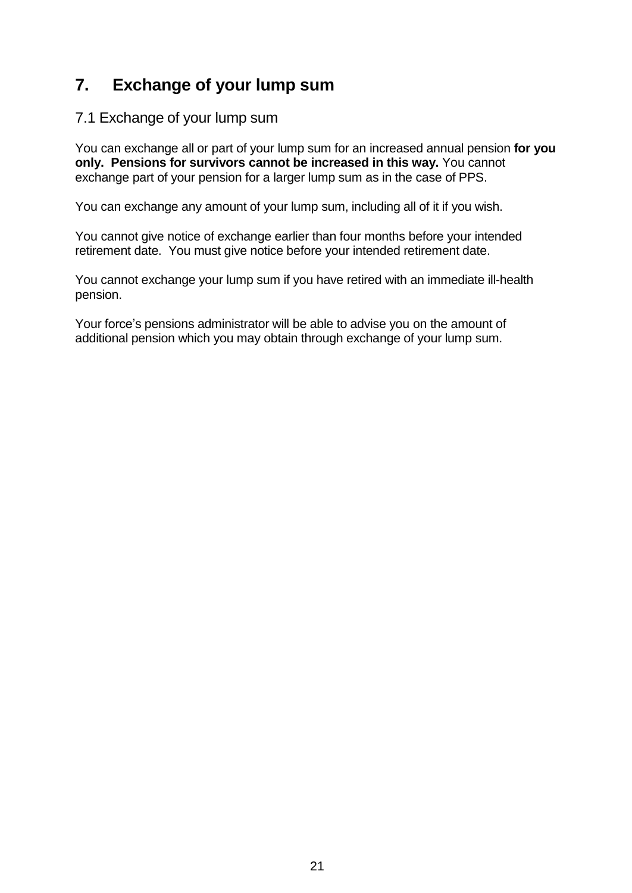# 7. Exchange of your lump sum

## 7.1 Exchange of your lump sum

You can exchange all or part of your lump sum for an increased annual pension **for you only. Pensions for survivors cannot be increased in this way.** You cannot exchange part of your pension for a larger lump sum as in the case of PPS.

You can exchange any amount of your lump sum, including all of it if you wish.

You cannot give notice of exchange earlier than four months before your intended retirement date. You must give notice before your intended retirement date.

You cannot exchange your lump sum if you have retired with an immediate ill-health pension.

Your force's pensions administrator will be able to advise you on the amount of additional pension which you may obtain through exchange of your lump sum.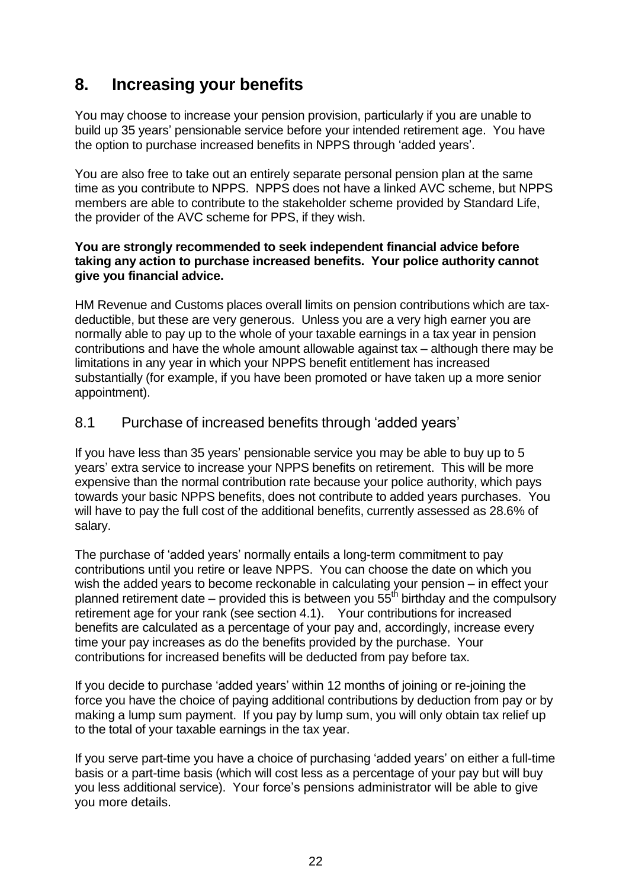# 8. Increasing your benefits

You may choose to increase your pension provision, particularly if you are unable to build up 35 years' pensionable service before your intended retirement age. You have the option to purchase increased benefits in NPPS through 'added years'.

You are also free to take out an entirely separate personal pension plan at the same time as you contribute to NPPS. NPPS does not have a linked AVC scheme, but NPPS members are able to contribute to the stakeholder scheme provided by Standard Life, the provider of the AVC scheme for PPS, if they wish.

**You are strongly recommended to seek independent financial advice before taking any action to purchase increased benefits. Your police authority cannot give you financial advice.**

HM Revenue and Customs places overall limits on pension contributions which are tax-deductible, but these are very generous. Unless you are a very high earner you are normally able to pay up to the whole of your taxable earnings in a tax year in pension contributions and have the whole amount allowable against tax – although there may be limitations in any year in which your NPPS benefit entitlement has increased substantially (for example, if you have been promoted or have taken up a more senior appointment).

## 8.1 Purchase of increased benefits through 'added years'

If you have less than 35 years' pensionable service you may be able to buy up to 5 years' extra service to increase your NPPS benefits on retirement. This will be more expensive than the normal contribution rate because your police authority, which pays towards your basic NPPS benefits, does not contribute to added years purchases. You will have to pay the full cost of the additional benefits, currently assessed as 28.6% of salary.

The purchase of 'added years' normally entails a long-term commitment to pay contributions until you retire or leave NPPS. You can choose the date on which you wish the added years to become reckonable in calculating your pension – in effect your planned retirement date – provided this is between you 55th birthday and the compulsory retirement age for your rank (see section 4.1). Your contributions for increased benefits are calculated as a percentage of your pay and, accordingly, increase every time your pay increases as do the benefits provided by the purchase. Your contributions for increased benefits will be deducted from pay before tax.

If you decide to purchase 'added years' within 12 months of joining or re-joining the force you have the choice of paying additional contributions by deduction from pay or by making a lump sum payment. If you pay by lump sum, you will only obtain tax relief up to the total of your taxable earnings in the tax year.

If you serve part-time you have a choice of purchasing 'added years' on either a full-time basis or a part-time basis (which will cost less as a percentage of your pay but will buy you less additional service). Your force's pensions administrator will be able to give you more details.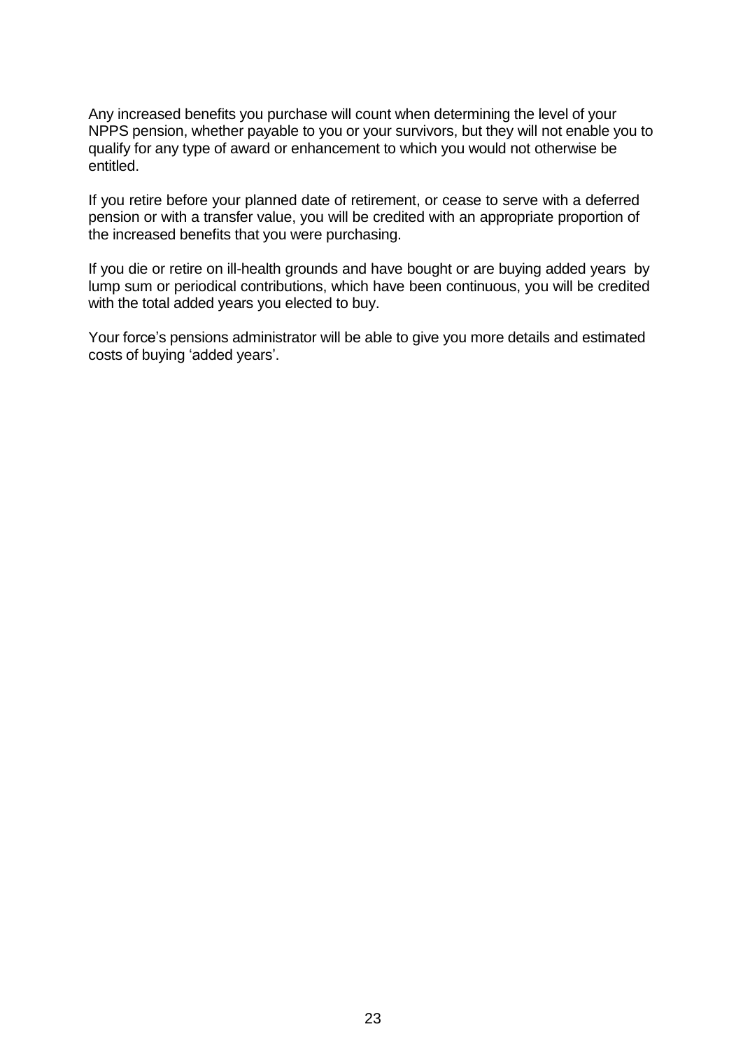Any increased benefits you purchase will count when determining the level of your NPPS pension, whether payable to you or your survivors, but they will not enable you to qualify for any type of award or enhancement to which you would not otherwise be entitled.

If you retire before your planned date of retirement, or cease to serve with a deferred pension or with a transfer value, you will be credited with an appropriate proportion of the increased benefits that you were purchasing.

If you die or retire on ill-health grounds and have bought or are buying added years by lump sum or periodical contributions, which have been continuous, you will be credited with the total added years you elected to buy.

Your force's pensions administrator will be able to give you more details and estimated costs of buying 'added years'.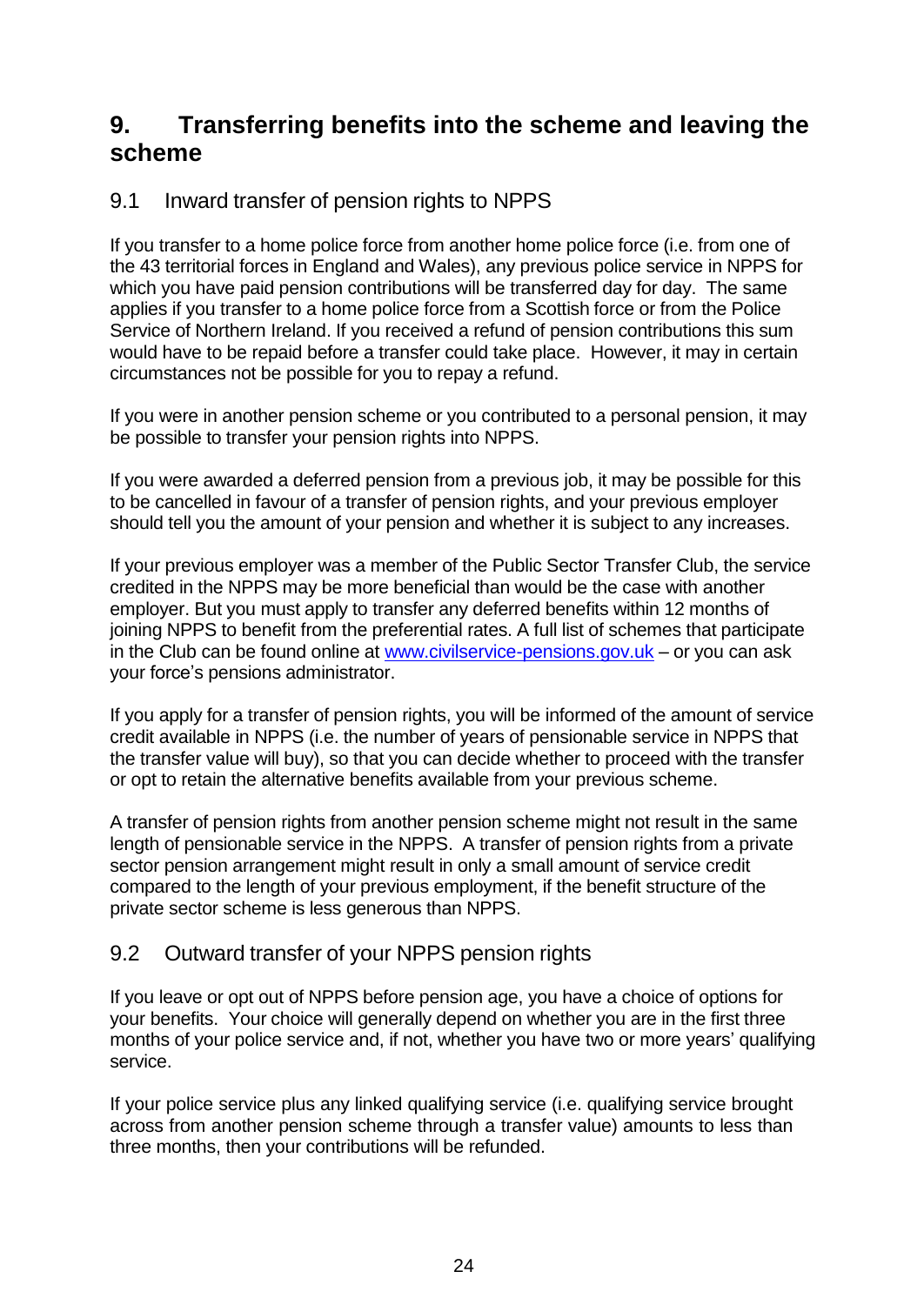# 9. Transferring benefits into the scheme and leaving the scheme

## 9.1 Inward transfer of pension rights to NPPS

If you transfer to a home police force from another home police force (i.e. from one of the 43 territorial forces in England and Wales), any previous police service in NPPS for which you have paid pension contributions will be transferred day for day. The same applies if you transfer to a home police force from a Scottish force or from the Police Service of Northern Ireland. If you received a refund of pension contributions this sum would have to be repaid before a transfer could take place. However, it may in certain circumstances not be possible for you to repay a refund.

If you were in another pension scheme or you contributed to a personal pension, it may be possible to transfer your pension rights into NPPS.

If you were awarded a deferred pension from a previous job, it may be possible for this to be cancelled in favour of a transfer of pension rights, and your previous employer should tell you the amount of your pension and whether it is subject to any increases.

If your previous employer was a member of the Public Sector Transfer Club, the service credited in the NPPS may be more beneficial than would be the case with another employer. But you must apply to transfer any deferred benefits within 12 months of joining NPPS to benefit from the preferential rates. A full list of schemes that participate in the Club can be found online at [www.civilservice-pensions.gov.uk](http://www.civilservice-pensions.gov.uk) – or you can ask your force's pensions administrator.

If you apply for a transfer of pension rights, you will be informed of the amount of service credit available in NPPS (i.e. the number of years of pensionable service in NPPS that the transfer value will buy), so that you can decide whether to proceed with the transfer or opt to retain the alternative benefits available from your previous scheme.

A transfer of pension rights from another pension scheme might not result in the same length of pensionable service in the NPPS. A transfer of pension rights from a private sector pension arrangement might result in only a small amount of service credit compared to the length of your previous employment, if the benefit structure of the private sector scheme is less generous than NPPS.

## 9.2 Outward transfer of your NPPS pension rights

If you leave or opt out of NPPS before pension age, you have a choice of options for your benefits. Your choice will generally depend on whether you are in the first three months of your police service and, if not, whether you have two or more years' qualifying service.

If your police service plus any linked qualifying service (i.e. qualifying service brought across from another pension scheme through a transfer value) amounts to less than three months, then your contributions will be refunded.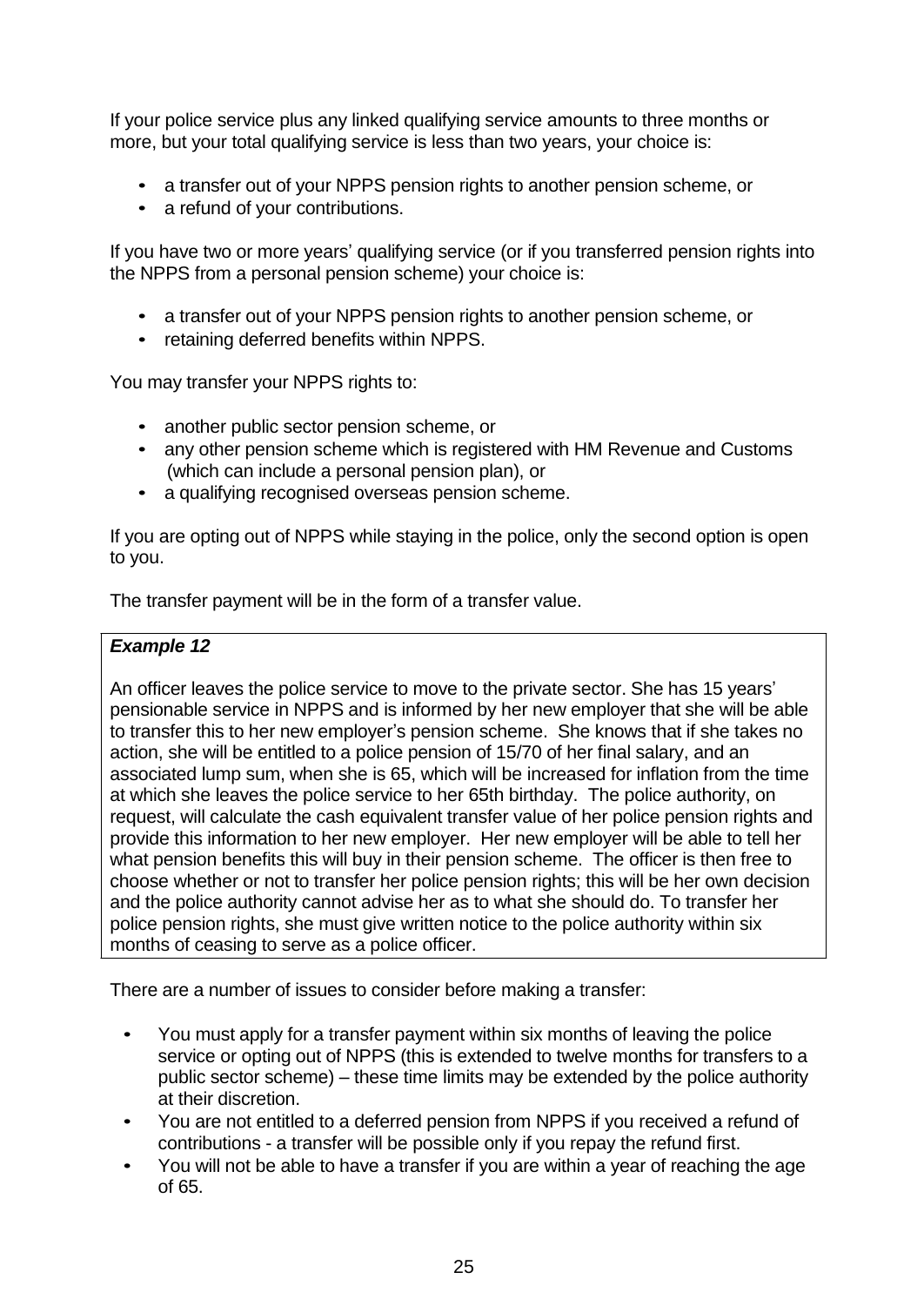If your police service plus any linked qualifying service amounts to three months or more, but your total qualifying service is less than two years, your choice is:

- a transfer out of your NPPS pension rights to another pension scheme, or
- a refund of your contributions.

If you have two or more years' qualifying service (or if you transferred pension rights into the NPPS from a personal pension scheme) your choice is:

- a transfer out of your NPPS pension rights to another pension scheme, or
- retaining deferred benefits within NPPS.

You may transfer your NPPS rights to:

- another public sector pension scheme, or
- any other pension scheme which is registered with HM Revenue and Customs (which can include a personal pension plan), or
- a qualifying recognised overseas pension scheme.

If you are opting out of NPPS while staying in the police, only the second option is open to you.

The transfer payment will be in the form of a transfer value.

> ***Example 12***
>
> An officer leaves the police service to move to the private sector. She has 15 years' pensionable service in NPPS and is informed by her new employer that she will be able to transfer this to her new employer's pension scheme. She knows that if she takes no action, she will be entitled to a police pension of 15/70 of her final salary, and an associated lump sum, when she is 65, which will be increased for inflation from the time at which she leaves the police service to her 65th birthday. The police authority, on request, will calculate the cash equivalent transfer value of her police pension rights and provide this information to her new employer. Her new employer will be able to tell her what pension benefits this will buy in their pension scheme. The officer is then free to choose whether or not to transfer her police pension rights; this will be her own decision and the police authority cannot advise her as to what she should do. To transfer her police pension rights, she must give written notice to the police authority within six months of ceasing to serve as a police officer.

There are a number of issues to consider before making a transfer:

- You must apply for a transfer payment within six months of leaving the police service or opting out of NPPS (this is extended to twelve months for transfers to a public sector scheme) – these time limits may be extended by the police authority at their discretion.
- You are not entitled to a deferred pension from NPPS if you received a refund of contributions - a transfer will be possible only if you repay the refund first.
- You will not be able to have a transfer if you are within a year of reaching the age of 65.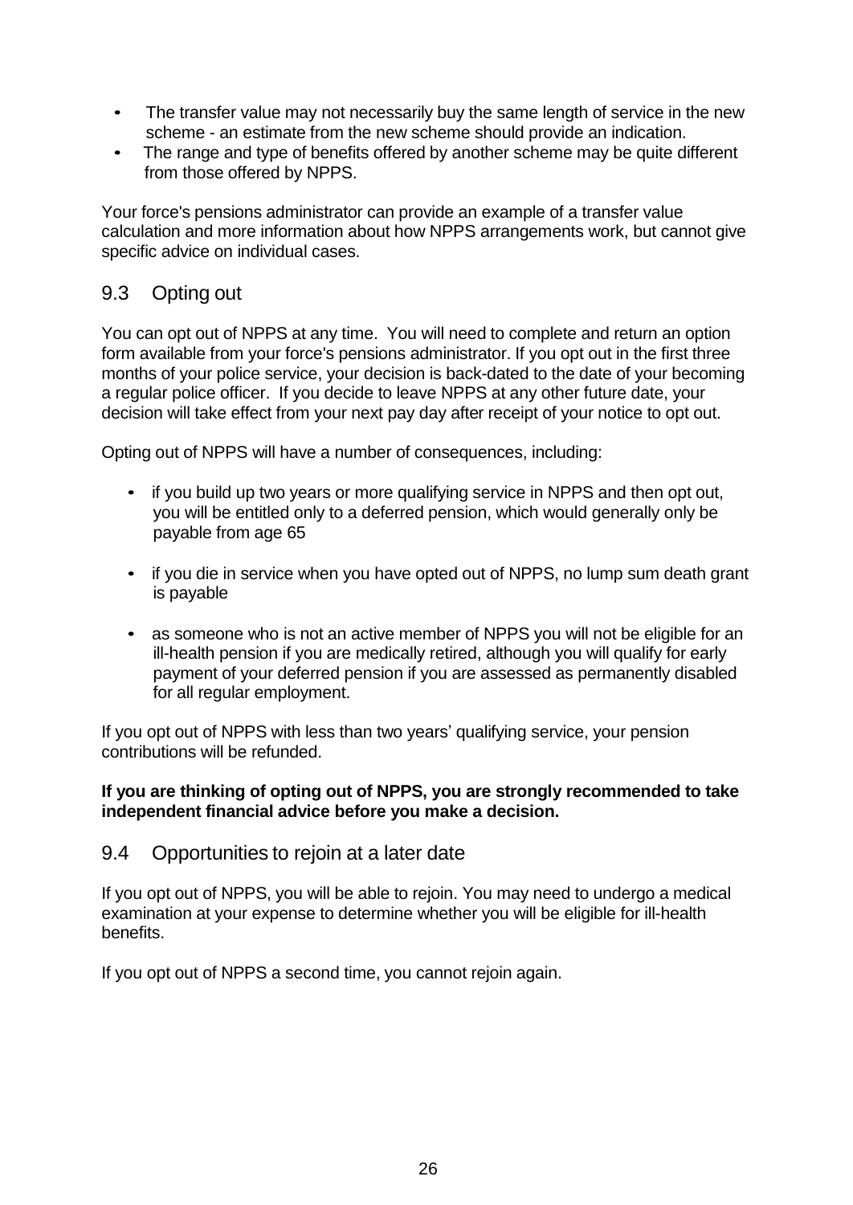- The transfer value may not necessarily buy the same length of service in the new scheme - an estimate from the new scheme should provide an indication.
- The range and type of benefits offered by another scheme may be quite different from those offered by NPPS.

Your force's pensions administrator can provide an example of a transfer value calculation and more information about how NPPS arrangements work, but cannot give specific advice on individual cases.

## 9.3 Opting out

You can opt out of NPPS at any time. You will need to complete and return an option form available from your force's pensions administrator. If you opt out in the first three months of your police service, your decision is back-dated to the date of your becoming a regular police officer. If you decide to leave NPPS at any other future date, your decision will take effect from your next pay day after receipt of your notice to opt out.

Opting out of NPPS will have a number of consequences, including:

- if you build up two years or more qualifying service in NPPS and then opt out, you will be entitled only to a deferred pension, which would generally only be payable from age 65
- if you die in service when you have opted out of NPPS, no lump sum death grant is payable
- as someone who is not an active member of NPPS you will not be eligible for an ill-health pension if you are medically retired, although you will qualify for early payment of your deferred pension if you are assessed as permanently disabled for all regular employment.

If you opt out of NPPS with less than two years' qualifying service, your pension contributions will be refunded.

**If you are thinking of opting out of NPPS, you are strongly recommended to take independent financial advice before you make a decision.**

## 9.4 Opportunities to rejoin at a later date

If you opt out of NPPS, you will be able to rejoin. You may need to undergo a medical examination at your expense to determine whether you will be eligible for ill-health benefits.

If you opt out of NPPS a second time, you cannot rejoin again.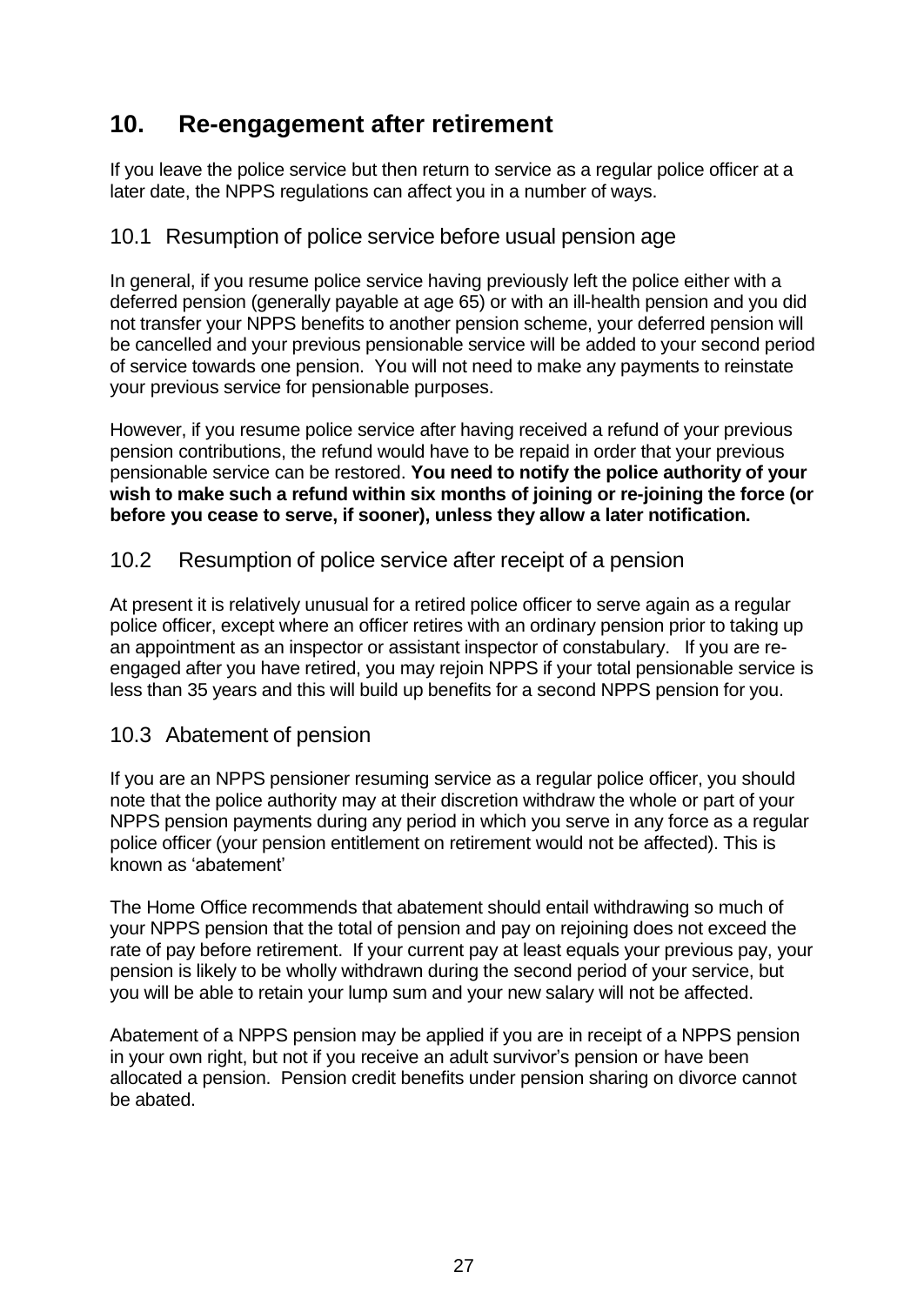## 10. Re-engagement after retirement

If you leave the police service but then return to service as a regular police officer at a later date, the NPPS regulations can affect you in a number of ways.

### 10.1 Resumption of police service before usual pension age

In general, if you resume police service having previously left the police either with a deferred pension (generally payable at age 65) or with an ill-health pension and you did not transfer your NPPS benefits to another pension scheme, your deferred pension will be cancelled and your previous pensionable service will be added to your second period of service towards one pension. You will not need to make any payments to reinstate your previous service for pensionable purposes.

However, if you resume police service after having received a refund of your previous pension contributions, the refund would have to be repaid in order that your previous pensionable service can be restored. **You need to notify the police authority of your wish to make such a refund within six months of joining or re-joining the force (or before you cease to serve, if sooner), unless they allow a later notification.**

### 10.2 Resumption of police service after receipt of a pension

At present it is relatively unusual for a retired police officer to serve again as a regular police officer, except where an officer retires with an ordinary pension prior to taking up an appointment as an inspector or assistant inspector of constabulary. If you are re-engaged after you have retired, you may rejoin NPPS if your total pensionable service is less than 35 years and this will build up benefits for a second NPPS pension for you.

### 10.3 Abatement of pension

If you are an NPPS pensioner resuming service as a regular police officer, you should note that the police authority may at their discretion withdraw the whole or part of your NPPS pension payments during any period in which you serve in any force as a regular police officer (your pension entitlement on retirement would not be affected). This is known as 'abatement'

The Home Office recommends that abatement should entail withdrawing so much of your NPPS pension that the total of pension and pay on rejoining does not exceed the rate of pay before retirement. If your current pay at least equals your previous pay, your pension is likely to be wholly withdrawn during the second period of your service, but you will be able to retain your lump sum and your new salary will not be affected.

Abatement of a NPPS pension may be applied if you are in receipt of a NPPS pension in your own right, but not if you receive an adult survivor's pension or have been allocated a pension. Pension credit benefits under pension sharing on divorce cannot be abated.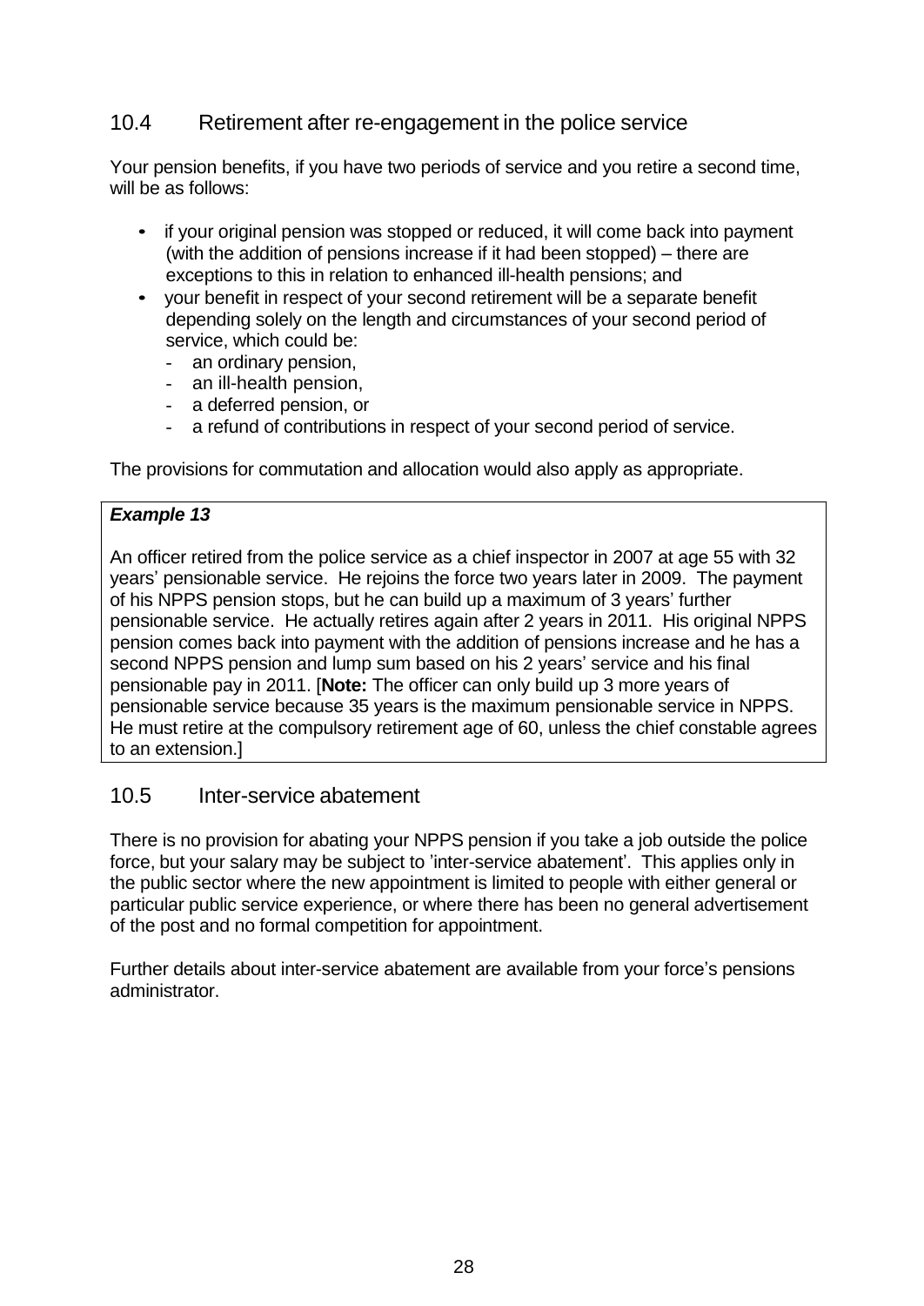## 10.4 Retirement after re-engagement in the police service

Your pension benefits, if you have two periods of service and you retire a second time, will be as follows:

- if your original pension was stopped or reduced, it will come back into payment (with the addition of pensions increase if it had been stopped) – there are exceptions to this in relation to enhanced ill-health pensions; and
- your benefit in respect of your second retirement will be a separate benefit depending solely on the length and circumstances of your second period of service, which could be:
  - an ordinary pension,
  - an ill-health pension,
  - a deferred pension, or
  - a refund of contributions in respect of your second period of service.

The provisions for commutation and allocation would also apply as appropriate.

> ***Example 13***
>
> An officer retired from the police service as a chief inspector in 2007 at age 55 with 32 years' pensionable service. He rejoins the force two years later in 2009. The payment of his NPPS pension stops, but he can build up a maximum of 3 years' further pensionable service. He actually retires again after 2 years in 2011. His original NPPS pension comes back into payment with the addition of pensions increase and he has a second NPPS pension and lump sum based on his 2 years' service and his final pensionable pay in 2011. [**Note:** The officer can only build up 3 more years of pensionable service because 35 years is the maximum pensionable service in NPPS. He must retire at the compulsory retirement age of 60, unless the chief constable agrees to an extension.]

## 10.5 Inter-service abatement

There is no provision for abating your NPPS pension if you take a job outside the police force, but your salary may be subject to 'inter-service abatement'. This applies only in the public sector where the new appointment is limited to people with either general or particular public service experience, or where there has been no general advertisement of the post and no formal competition for appointment.

Further details about inter-service abatement are available from your force's pensions administrator.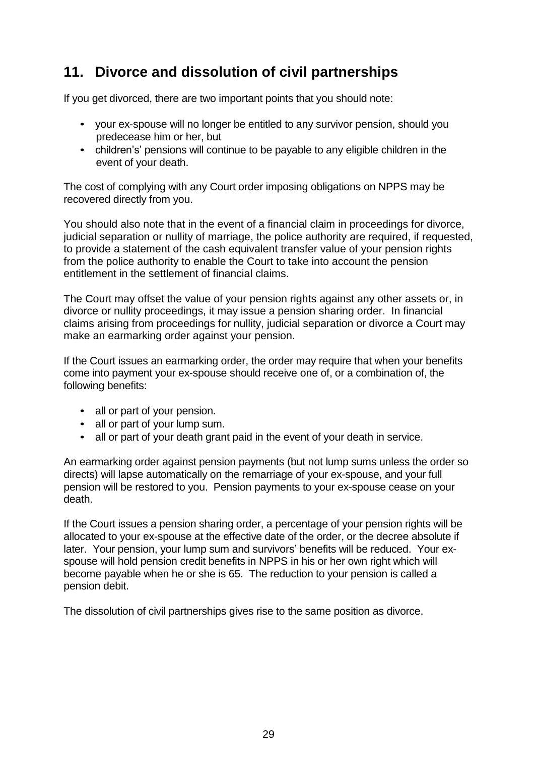## 11. Divorce and dissolution of civil partnerships

If you get divorced, there are two important points that you should note:

- your ex-spouse will no longer be entitled to any survivor pension, should you predecease him or her, but
- children's' pensions will continue to be payable to any eligible children in the event of your death.

The cost of complying with any Court order imposing obligations on NPPS may be recovered directly from you.

You should also note that in the event of a financial claim in proceedings for divorce, judicial separation or nullity of marriage, the police authority are required, if requested, to provide a statement of the cash equivalent transfer value of your pension rights from the police authority to enable the Court to take into account the pension entitlement in the settlement of financial claims.

The Court may offset the value of your pension rights against any other assets or, in divorce or nullity proceedings, it may issue a pension sharing order. In financial claims arising from proceedings for nullity, judicial separation or divorce a Court may make an earmarking order against your pension.

If the Court issues an earmarking order, the order may require that when your benefits come into payment your ex-spouse should receive one of, or a combination of, the following benefits:

- all or part of your pension.
- all or part of your lump sum.
- all or part of your death grant paid in the event of your death in service.

An earmarking order against pension payments (but not lump sums unless the order so directs) will lapse automatically on the remarriage of your ex-spouse, and your full pension will be restored to you. Pension payments to your ex-spouse cease on your death.

If the Court issues a pension sharing order, a percentage of your pension rights will be allocated to your ex-spouse at the effective date of the order, or the decree absolute if later. Your pension, your lump sum and survivors' benefits will be reduced. Your ex-spouse will hold pension credit benefits in NPPS in his or her own right which will become payable when he or she is 65. The reduction to your pension is called a pension debit.

The dissolution of civil partnerships gives rise to the same position as divorce.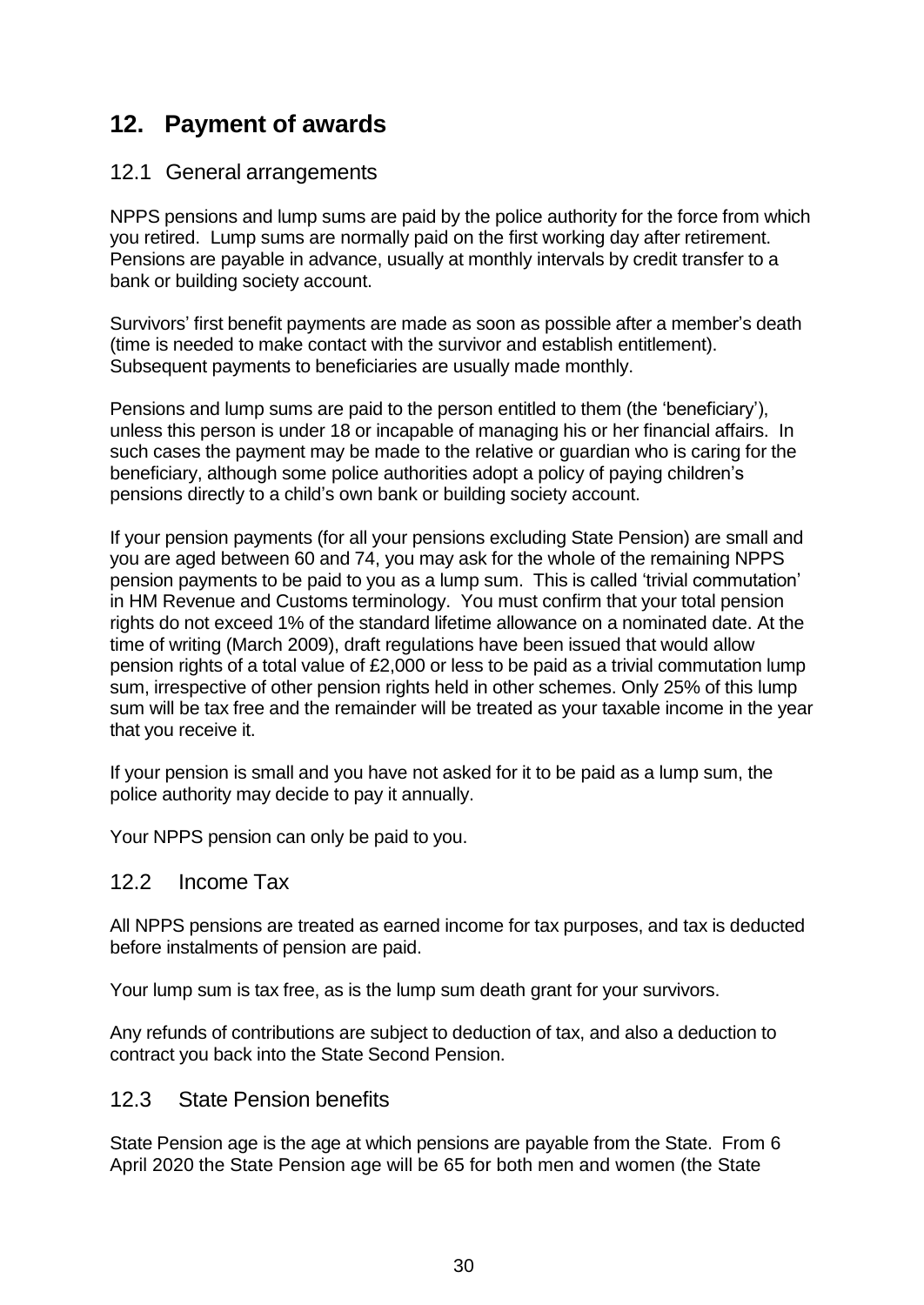## 12. Payment of awards

### 12.1 General arrangements

NPPS pensions and lump sums are paid by the police authority for the force from which you retired. Lump sums are normally paid on the first working day after retirement. Pensions are payable in advance, usually at monthly intervals by credit transfer to a bank or building society account.

Survivors' first benefit payments are made as soon as possible after a member's death (time is needed to make contact with the survivor and establish entitlement). Subsequent payments to beneficiaries are usually made monthly.

Pensions and lump sums are paid to the person entitled to them (the 'beneficiary'), unless this person is under 18 or incapable of managing his or her financial affairs. In such cases the payment may be made to the relative or guardian who is caring for the beneficiary, although some police authorities adopt a policy of paying children's pensions directly to a child's own bank or building society account.

If your pension payments (for all your pensions excluding State Pension) are small and you are aged between 60 and 74, you may ask for the whole of the remaining NPPS pension payments to be paid to you as a lump sum. This is called 'trivial commutation' in HM Revenue and Customs terminology. You must confirm that your total pension rights do not exceed 1% of the standard lifetime allowance on a nominated date. At the time of writing (March 2009), draft regulations have been issued that would allow pension rights of a total value of £2,000 or less to be paid as a trivial commutation lump sum, irrespective of other pension rights held in other schemes. Only 25% of this lump sum will be tax free and the remainder will be treated as your taxable income in the year that you receive it.

If your pension is small and you have not asked for it to be paid as a lump sum, the police authority may decide to pay it annually.

Your NPPS pension can only be paid to you.

### 12.2 Income Tax

All NPPS pensions are treated as earned income for tax purposes, and tax is deducted before instalments of pension are paid.

Your lump sum is tax free, as is the lump sum death grant for your survivors.

Any refunds of contributions are subject to deduction of tax, and also a deduction to contract you back into the State Second Pension.

### 12.3 State Pension benefits

State Pension age is the age at which pensions are payable from the State. From 6 April 2020 the State Pension age will be 65 for both men and women (the State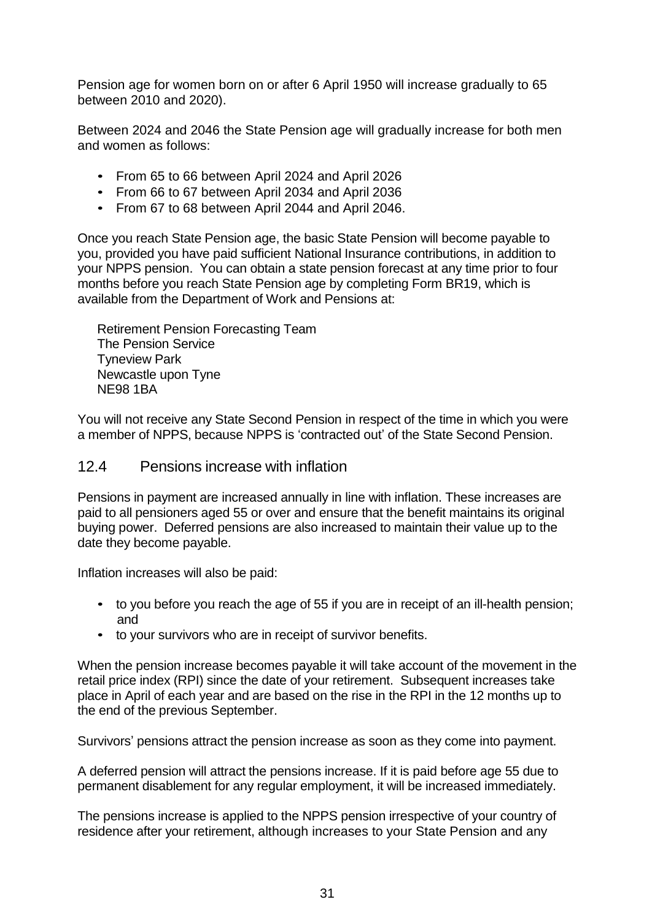Pension age for women born on or after 6 April 1950 will increase gradually to 65 between 2010 and 2020).

Between 2024 and 2046 the State Pension age will gradually increase for both men and women as follows:

- From 65 to 66 between April 2024 and April 2026
- From 66 to 67 between April 2034 and April 2036
- From 67 to 68 between April 2044 and April 2046.

Once you reach State Pension age, the basic State Pension will become payable to you, provided you have paid sufficient National Insurance contributions, in addition to your NPPS pension. You can obtain a state pension forecast at any time prior to four months before you reach State Pension age by completing Form BR19, which is available from the Department of Work and Pensions at:

Retirement Pension Forecasting Team
The Pension Service
Tyneview Park
Newcastle upon Tyne
NE98 1BA

You will not receive any State Second Pension in respect of the time in which you were a member of NPPS, because NPPS is 'contracted out' of the State Second Pension.

## 12.4 Pensions increase with inflation

Pensions in payment are increased annually in line with inflation. These increases are paid to all pensioners aged 55 or over and ensure that the benefit maintains its original buying power. Deferred pensions are also increased to maintain their value up to the date they become payable.

Inflation increases will also be paid:

- to you before you reach the age of 55 if you are in receipt of an ill-health pension; and
- to your survivors who are in receipt of survivor benefits.

When the pension increase becomes payable it will take account of the movement in the retail price index (RPI) since the date of your retirement. Subsequent increases take place in April of each year and are based on the rise in the RPI in the 12 months up to the end of the previous September.

Survivors' pensions attract the pension increase as soon as they come into payment.

A deferred pension will attract the pensions increase. If it is paid before age 55 due to permanent disablement for any regular employment, it will be increased immediately.

The pensions increase is applied to the NPPS pension irrespective of your country of residence after your retirement, although increases to your State Pension and any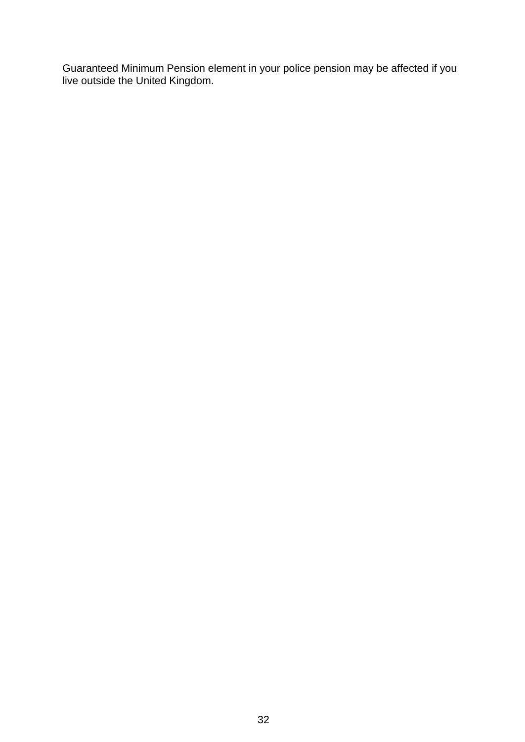Guaranteed Minimum Pension element in your police pension may be affected if you live outside the United Kingdom.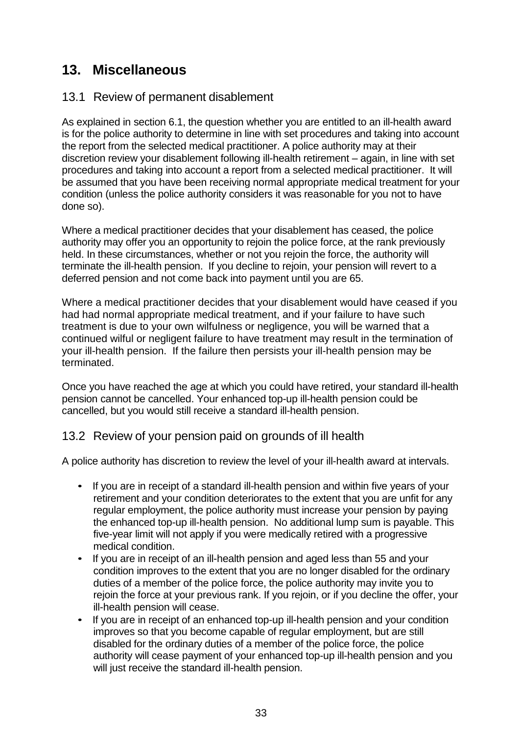## 13. Miscellaneous

### 13.1 Review of permanent disablement

As explained in section 6.1, the question whether you are entitled to an ill-health award is for the police authority to determine in line with set procedures and taking into account the report from the selected medical practitioner. A police authority may at their discretion review your disablement following ill-health retirement – again, in line with set procedures and taking into account a report from a selected medical practitioner. It will be assumed that you have been receiving normal appropriate medical treatment for your condition (unless the police authority considers it was reasonable for you not to have done so).

Where a medical practitioner decides that your disablement has ceased, the police authority may offer you an opportunity to rejoin the police force, at the rank previously held. In these circumstances, whether or not you rejoin the force, the authority will terminate the ill-health pension. If you decline to rejoin, your pension will revert to a deferred pension and not come back into payment until you are 65.

Where a medical practitioner decides that your disablement would have ceased if you had had normal appropriate medical treatment, and if your failure to have such treatment is due to your own wilfulness or negligence, you will be warned that a continued wilful or negligent failure to have treatment may result in the termination of your ill-health pension. If the failure then persists your ill-health pension may be terminated.

Once you have reached the age at which you could have retired, your standard ill-health pension cannot be cancelled. Your enhanced top-up ill-health pension could be cancelled, but you would still receive a standard ill-health pension.

### 13.2 Review of your pension paid on grounds of ill health

A police authority has discretion to review the level of your ill-health award at intervals.

- If you are in receipt of a standard ill-health pension and within five years of your retirement and your condition deteriorates to the extent that you are unfit for any regular employment, the police authority must increase your pension by paying the enhanced top-up ill-health pension. No additional lump sum is payable. This five-year limit will not apply if you were medically retired with a progressive medical condition.
- If you are in receipt of an ill-health pension and aged less than 55 and your condition improves to the extent that you are no longer disabled for the ordinary duties of a member of the police force, the police authority may invite you to rejoin the force at your previous rank. If you rejoin, or if you decline the offer, your ill-health pension will cease.
- If you are in receipt of an enhanced top-up ill-health pension and your condition improves so that you become capable of regular employment, but are still disabled for the ordinary duties of a member of the police force, the police authority will cease payment of your enhanced top-up ill-health pension and you will just receive the standard ill-health pension.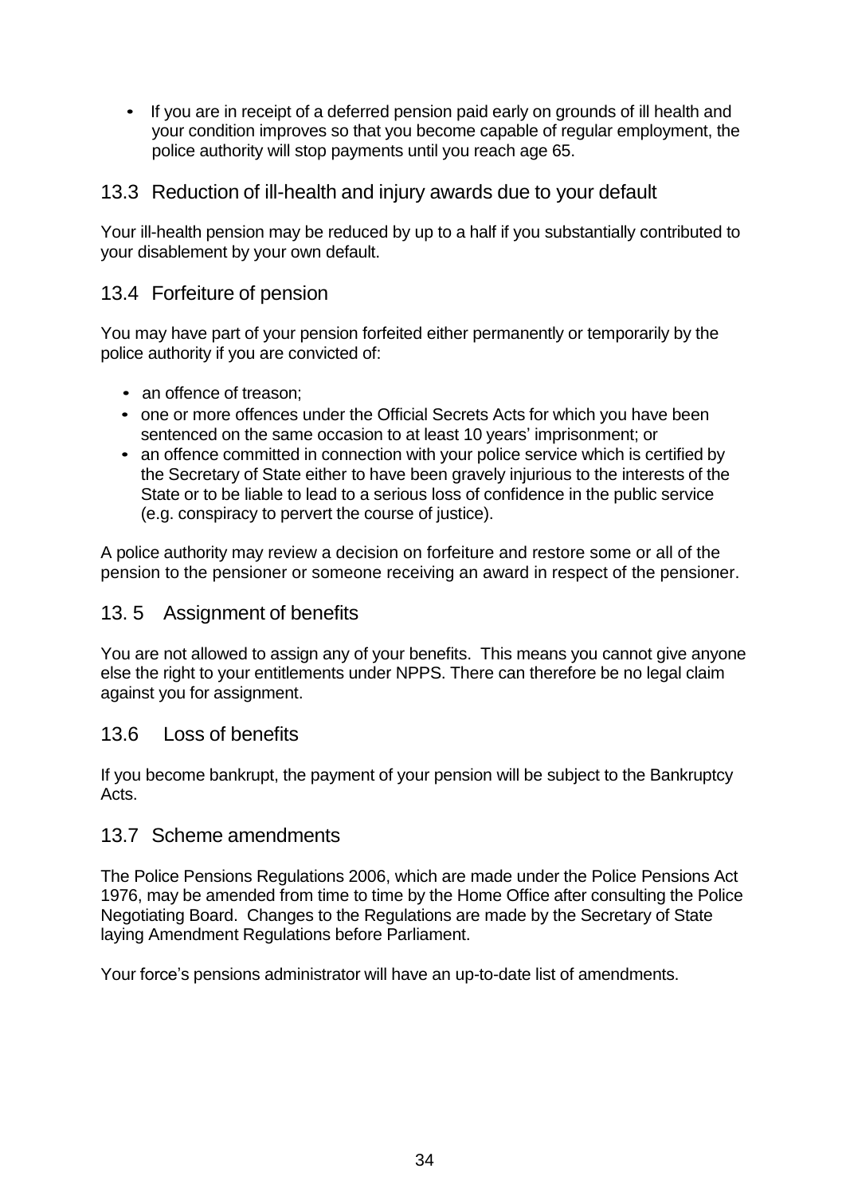- If you are in receipt of a deferred pension paid early on grounds of ill health and your condition improves so that you become capable of regular employment, the police authority will stop payments until you reach age 65.

## 13.3 Reduction of ill-health and injury awards due to your default

Your ill-health pension may be reduced by up to a half if you substantially contributed to your disablement by your own default.

## 13.4 Forfeiture of pension

You may have part of your pension forfeited either permanently or temporarily by the police authority if you are convicted of:

- an offence of treason;
- one or more offences under the Official Secrets Acts for which you have been sentenced on the same occasion to at least 10 years' imprisonment; or
- an offence committed in connection with your police service which is certified by the Secretary of State either to have been gravely injurious to the interests of the State or to be liable to lead to a serious loss of confidence in the public service (e.g. conspiracy to pervert the course of justice).

A police authority may review a decision on forfeiture and restore some or all of the pension to the pensioner or someone receiving an award in respect of the pensioner.

## 13. 5 Assignment of benefits

You are not allowed to assign any of your benefits. This means you cannot give anyone else the right to your entitlements under NPPS. There can therefore be no legal claim against you for assignment.

## 13.6 Loss of benefits

If you become bankrupt, the payment of your pension will be subject to the Bankruptcy Acts.

## 13.7 Scheme amendments

The Police Pensions Regulations 2006, which are made under the Police Pensions Act 1976, may be amended from time to time by the Home Office after consulting the Police Negotiating Board. Changes to the Regulations are made by the Secretary of State laying Amendment Regulations before Parliament.

Your force's pensions administrator will have an up-to-date list of amendments.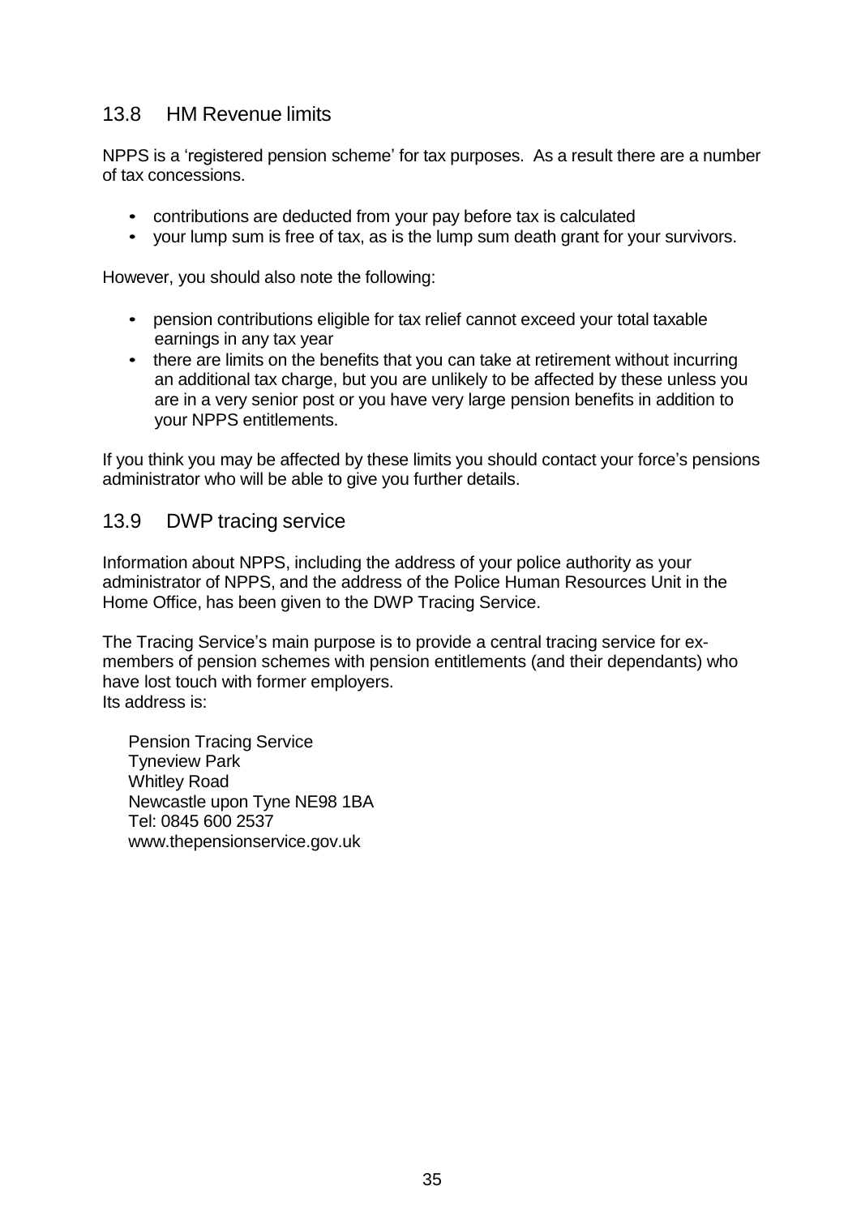## 13.8 HM Revenue limits

NPPS is a 'registered pension scheme' for tax purposes. As a result there are a number of tax concessions.

- contributions are deducted from your pay before tax is calculated
- your lump sum is free of tax, as is the lump sum death grant for your survivors.

However, you should also note the following:

- pension contributions eligible for tax relief cannot exceed your total taxable earnings in any tax year
- there are limits on the benefits that you can take at retirement without incurring an additional tax charge, but you are unlikely to be affected by these unless you are in a very senior post or you have very large pension benefits in addition to your NPPS entitlements.

If you think you may be affected by these limits you should contact your force's pensions administrator who will be able to give you further details.

## 13.9 DWP tracing service

Information about NPPS, including the address of your police authority as your administrator of NPPS, and the address of the Police Human Resources Unit in the Home Office, has been given to the DWP Tracing Service.

The Tracing Service's main purpose is to provide a central tracing service for ex-members of pension schemes with pension entitlements (and their dependants) who have lost touch with former employers.
Its address is:

Pension Tracing Service
Tyneview Park
Whitley Road
Newcastle upon Tyne NE98 1BA
Tel: 0845 600 2537
www.thepensionservice.gov.uk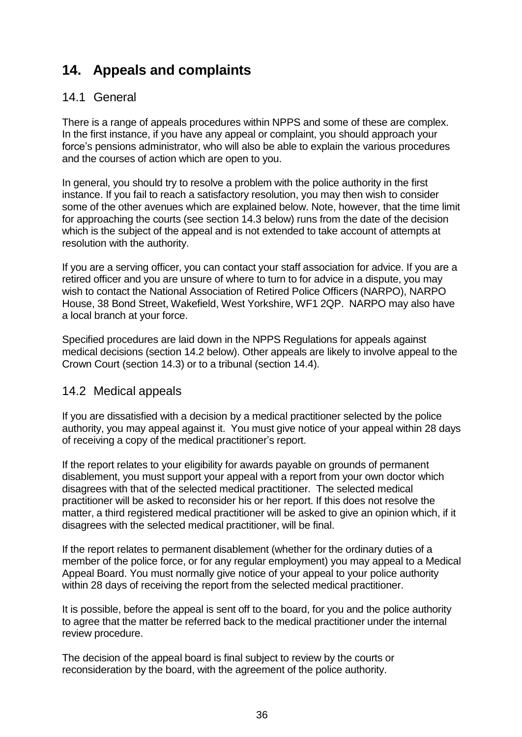# 14. Appeals and complaints

## 14.1 General

There is a range of appeals procedures within NPPS and some of these are complex. In the first instance, if you have any appeal or complaint, you should approach your force's pensions administrator, who will also be able to explain the various procedures and the courses of action which are open to you.

In general, you should try to resolve a problem with the police authority in the first instance. If you fail to reach a satisfactory resolution, you may then wish to consider some of the other avenues which are explained below. Note, however, that the time limit for approaching the courts (see section 14.3 below) runs from the date of the decision which is the subject of the appeal and is not extended to take account of attempts at resolution with the authority.

If you are a serving officer, you can contact your staff association for advice. If you are a retired officer and you are unsure of where to turn to for advice in a dispute, you may wish to contact the National Association of Retired Police Officers (NARPO), NARPO House, 38 Bond Street, Wakefield, West Yorkshire, WF1 2QP. NARPO may also have a local branch at your force.

Specified procedures are laid down in the NPPS Regulations for appeals against medical decisions (section 14.2 below). Other appeals are likely to involve appeal to the Crown Court (section 14.3) or to a tribunal (section 14.4).

## 14.2 Medical appeals

If you are dissatisfied with a decision by a medical practitioner selected by the police authority, you may appeal against it. You must give notice of your appeal within 28 days of receiving a copy of the medical practitioner's report.

If the report relates to your eligibility for awards payable on grounds of permanent disablement, you must support your appeal with a report from your own doctor which disagrees with that of the selected medical practitioner. The selected medical practitioner will be asked to reconsider his or her report. If this does not resolve the matter, a third registered medical practitioner will be asked to give an opinion which, if it disagrees with the selected medical practitioner, will be final.

If the report relates to permanent disablement (whether for the ordinary duties of a member of the police force, or for any regular employment) you may appeal to a Medical Appeal Board. You must normally give notice of your appeal to your police authority within 28 days of receiving the report from the selected medical practitioner.

It is possible, before the appeal is sent off to the board, for you and the police authority to agree that the matter be referred back to the medical practitioner under the internal review procedure.

The decision of the appeal board is final subject to review by the courts or reconsideration by the board, with the agreement of the police authority.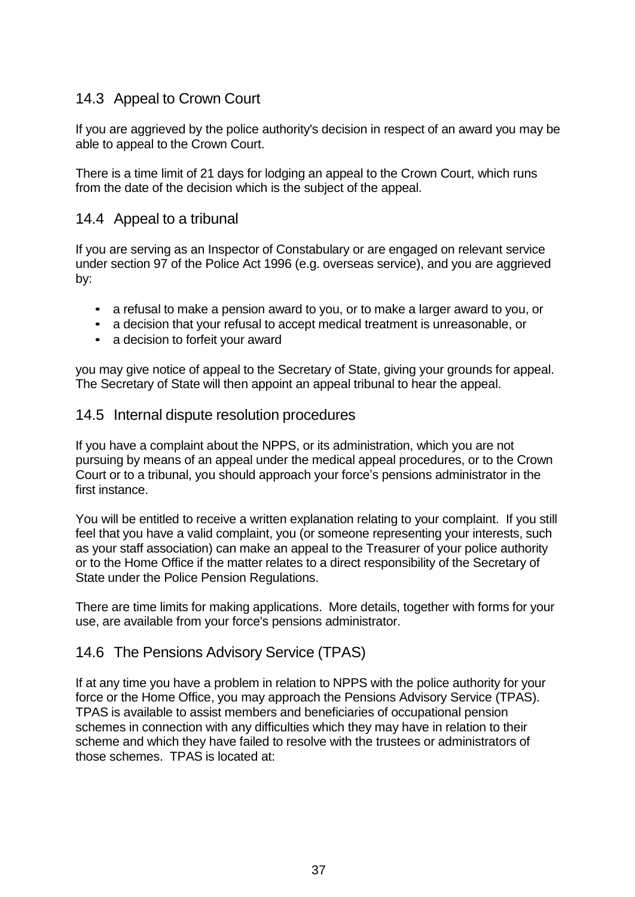## 14.3 Appeal to Crown Court

If you are aggrieved by the police authority's decision in respect of an award you may be able to appeal to the Crown Court.

There is a time limit of 21 days for lodging an appeal to the Crown Court, which runs from the date of the decision which is the subject of the appeal.

## 14.4 Appeal to a tribunal

If you are serving as an Inspector of Constabulary or are engaged on relevant service under section 97 of the Police Act 1996 (e.g. overseas service), and you are aggrieved by:

- a refusal to make a pension award to you, or to make a larger award to you, or
- a decision that your refusal to accept medical treatment is unreasonable, or
- a decision to forfeit your award

you may give notice of appeal to the Secretary of State, giving your grounds for appeal. The Secretary of State will then appoint an appeal tribunal to hear the appeal.

## 14.5 Internal dispute resolution procedures

If you have a complaint about the NPPS, or its administration, which you are not pursuing by means of an appeal under the medical appeal procedures, or to the Crown Court or to a tribunal, you should approach your force's pensions administrator in the first instance.

You will be entitled to receive a written explanation relating to your complaint. If you still feel that you have a valid complaint, you (or someone representing your interests, such as your staff association) can make an appeal to the Treasurer of your police authority or to the Home Office if the matter relates to a direct responsibility of the Secretary of State under the Police Pension Regulations.

There are time limits for making applications. More details, together with forms for your use, are available from your force's pensions administrator.

## 14.6 The Pensions Advisory Service (TPAS)

If at any time you have a problem in relation to NPPS with the police authority for your force or the Home Office, you may approach the Pensions Advisory Service (TPAS). TPAS is available to assist members and beneficiaries of occupational pension schemes in connection with any difficulties which they may have in relation to their scheme and which they have failed to resolve with the trustees or administrators of those schemes. TPAS is located at: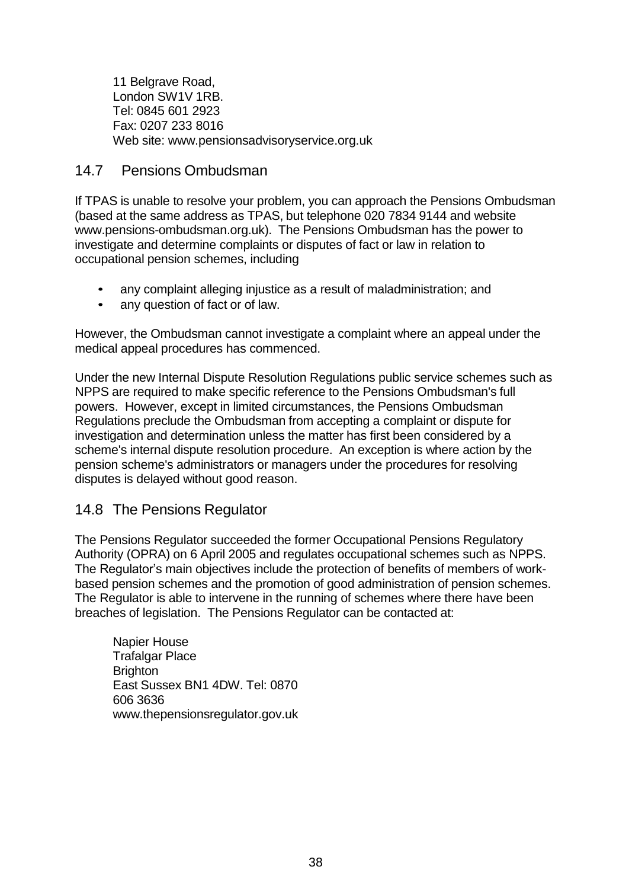11 Belgrave Road,
London SW1V 1RB.
Tel: 0845 601 2923
Fax: 0207 233 8016
Web site: www.pensionsadvisoryservice.org.uk

## 14.7 Pensions Ombudsman

If TPAS is unable to resolve your problem, you can approach the Pensions Ombudsman (based at the same address as TPAS, but telephone 020 7834 9144 and website www.pensions-ombudsman.org.uk). The Pensions Ombudsman has the power to investigate and determine complaints or disputes of fact or law in relation to occupational pension schemes, including

- any complaint alleging injustice as a result of maladministration; and
- any question of fact or of law.

However, the Ombudsman cannot investigate a complaint where an appeal under the medical appeal procedures has commenced.

Under the new Internal Dispute Resolution Regulations public service schemes such as NPPS are required to make specific reference to the Pensions Ombudsman's full powers. However, except in limited circumstances, the Pensions Ombudsman Regulations preclude the Ombudsman from accepting a complaint or dispute for investigation and determination unless the matter has first been considered by a scheme's internal dispute resolution procedure. An exception is where action by the pension scheme's administrators or managers under the procedures for resolving disputes is delayed without good reason.

## 14.8 The Pensions Regulator

The Pensions Regulator succeeded the former Occupational Pensions Regulatory Authority (OPRA) on 6 April 2005 and regulates occupational schemes such as NPPS. The Regulator's main objectives include the protection of benefits of members of work-based pension schemes and the promotion of good administration of pension schemes. The Regulator is able to intervene in the running of schemes where there have been breaches of legislation. The Pensions Regulator can be contacted at:

Napier House
Trafalgar Place
Brighton
East Sussex BN1 4DW. Tel: 0870 606 3636
www.thepensionsregulator.gov.uk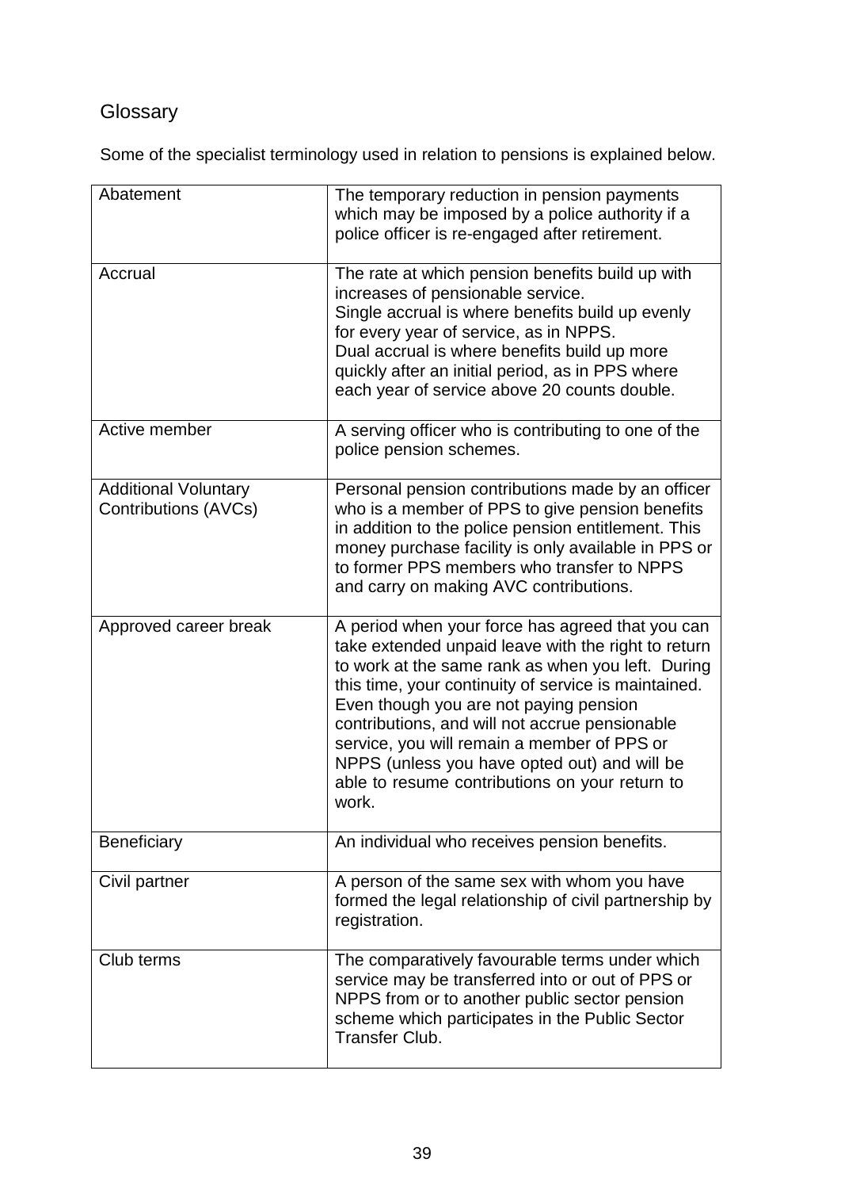## Glossary

Some of the specialist terminology used in relation to pensions is explained below.

| Term | Definition |
|---|---|
| Abatement | The temporary reduction in pension payments which may be imposed by a police authority if a police officer is re-engaged after retirement. |
| Accrual | The rate at which pension benefits build up with increases of pensionable service. Single accrual is where benefits build up evenly for every year of service, as in NPPS. Dual accrual is where benefits build up more quickly after an initial period, as in PPS where each year of service above 20 counts double. |
| Active member | A serving officer who is contributing to one of the police pension schemes. |
| Additional Voluntary Contributions (AVCs) | Personal pension contributions made by an officer who is a member of PPS to give pension benefits in addition to the police pension entitlement. This money purchase facility is only available in PPS or to former PPS members who transfer to NPPS and carry on making AVC contributions. |
| Approved career break | A period when your force has agreed that you can take extended unpaid leave with the right to return to work at the same rank as when you left. During this time, your continuity of service is maintained. Even though you are not paying pension contributions, and will not accrue pensionable service, you will remain a member of PPS or NPPS (unless you have opted out) and will be able to resume contributions on your return to work. |
| Beneficiary | An individual who receives pension benefits. |
| Civil partner | A person of the same sex with whom you have formed the legal relationship of civil partnership by registration. |
| Club terms | The comparatively favourable terms under which service may be transferred into or out of PPS or NPPS from or to another public sector pension scheme which participates in the Public Sector Transfer Club. |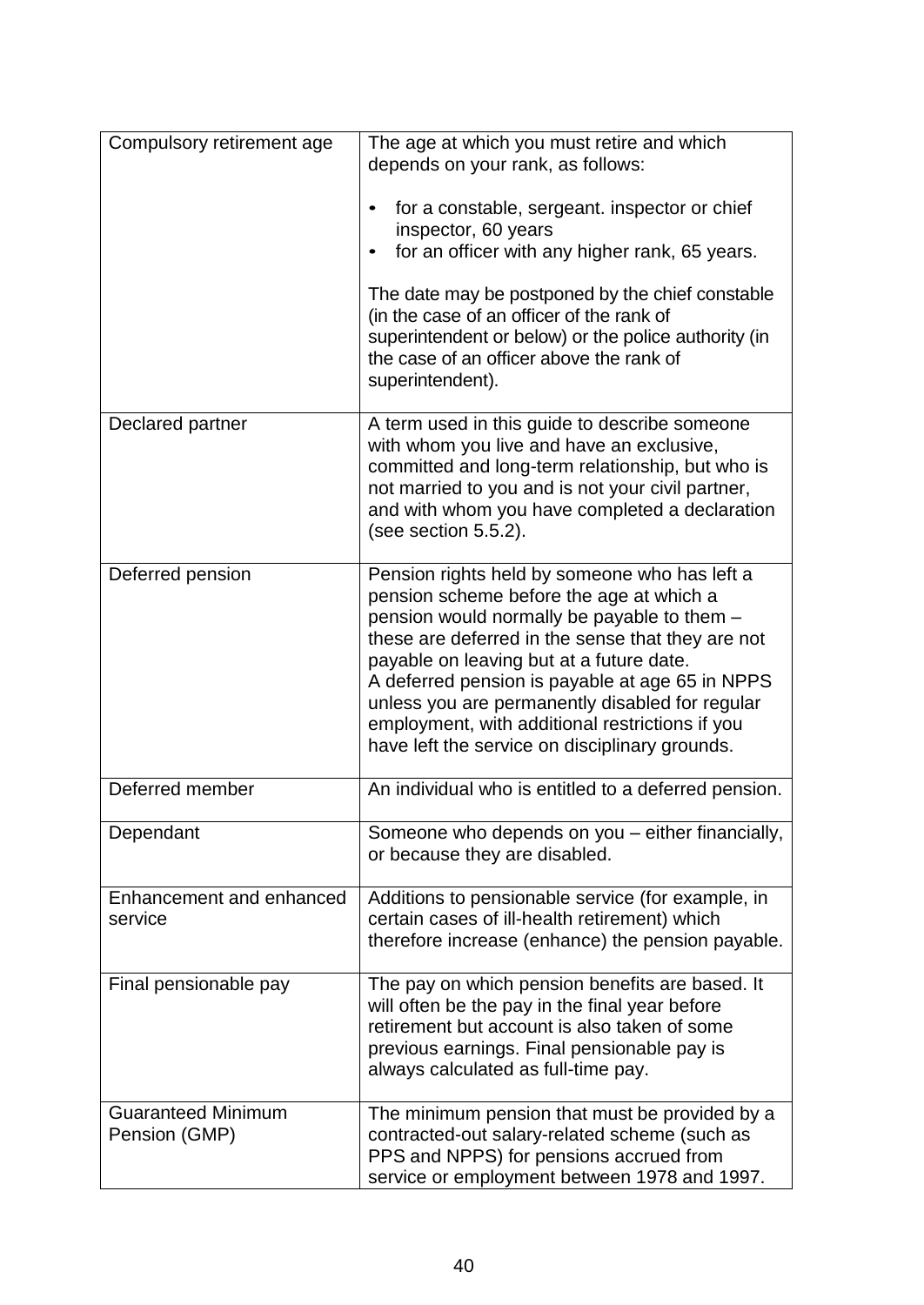| | |
|---|---|
| Compulsory retirement age | The age at which you must retire and which depends on your rank, as follows:<br><br>• for a constable, sergeant. inspector or chief inspector, 60 years<br>• for an officer with any higher rank, 65 years.<br><br>The date may be postponed by the chief constable (in the case of an officer of the rank of superintendent or below) or the police authority (in the case of an officer above the rank of superintendent). |
| Declared partner | A term used in this guide to describe someone with whom you live and have an exclusive, committed and long-term relationship, but who is not married to you and is not your civil partner, and with whom you have completed a declaration (see section 5.5.2). |
| Deferred pension | Pension rights held by someone who has left a pension scheme before the age at which a pension would normally be payable to them – these are deferred in the sense that they are not payable on leaving but at a future date.<br>A deferred pension is payable at age 65 in NPPS unless you are permanently disabled for regular employment, with additional restrictions if you have left the service on disciplinary grounds. |
| Deferred member | An individual who is entitled to a deferred pension. |
| Dependant | Someone who depends on you – either financially, or because they are disabled. |
| Enhancement and enhanced service | Additions to pensionable service (for example, in certain cases of ill-health retirement) which therefore increase (enhance) the pension payable. |
| Final pensionable pay | The pay on which pension benefits are based. It will often be the pay in the final year before retirement but account is also taken of some previous earnings. Final pensionable pay is always calculated as full-time pay. |
| Guaranteed Minimum Pension (GMP) | The minimum pension that must be provided by a contracted-out salary-related scheme (such as PPS and NPPS) for pensions accrued from service or employment between 1978 and 1997. |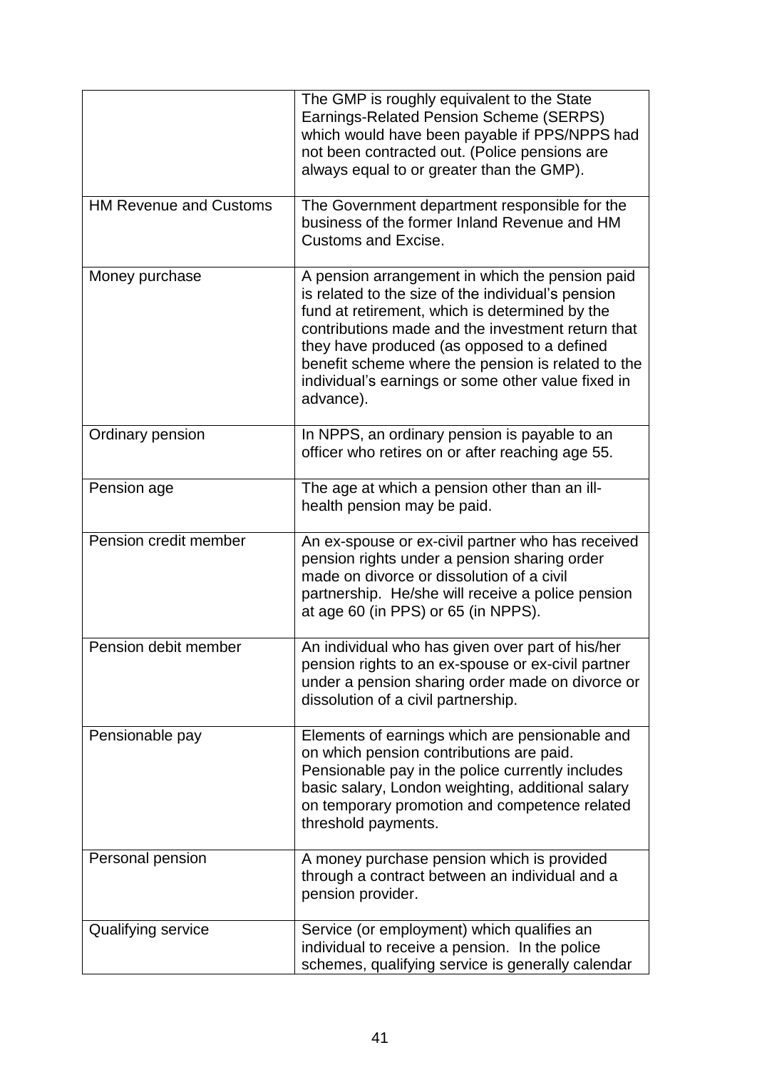| | |
|---|---|
| | The GMP is roughly equivalent to the State Earnings-Related Pension Scheme (SERPS) which would have been payable if PPS/NPPS had not been contracted out. (Police pensions are always equal to or greater than the GMP). |
| HM Revenue and Customs | The Government department responsible for the business of the former Inland Revenue and HM Customs and Excise. |
| Money purchase | A pension arrangement in which the pension paid is related to the size of the individual's pension fund at retirement, which is determined by the contributions made and the investment return that they have produced (as opposed to a defined benefit scheme where the pension is related to the individual's earnings or some other value fixed in advance). |
| Ordinary pension | In NPPS, an ordinary pension is payable to an officer who retires on or after reaching age 55. |
| Pension age | The age at which a pension other than an ill-health pension may be paid. |
| Pension credit member | An ex-spouse or ex-civil partner who has received pension rights under a pension sharing order made on divorce or dissolution of a civil partnership. He/she will receive a police pension at age 60 (in PPS) or 65 (in NPPS). |
| Pension debit member | An individual who has given over part of his/her pension rights to an ex-spouse or ex-civil partner under a pension sharing order made on divorce or dissolution of a civil partnership. |
| Pensionable pay | Elements of earnings which are pensionable and on which pension contributions are paid. Pensionable pay in the police currently includes basic salary, London weighting, additional salary on temporary promotion and competence related threshold payments. |
| Personal pension | A money purchase pension which is provided through a contract between an individual and a pension provider. |
| Qualifying service | Service (or employment) which qualifies an individual to receive a pension. In the police schemes, qualifying service is generally calendar |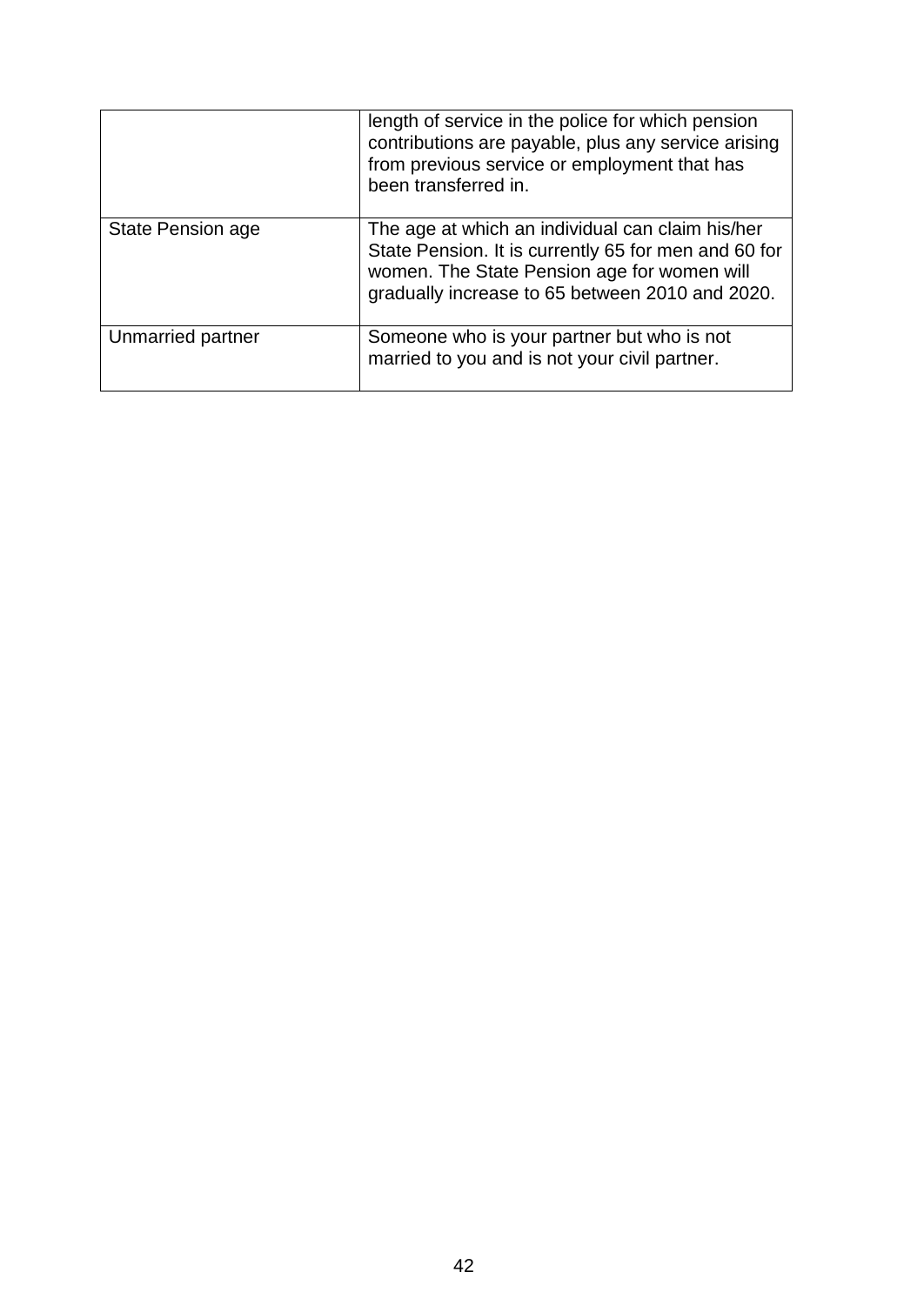| | |
|---|---|
| | length of service in the police for which pension contributions are payable, plus any service arising from previous service or employment that has been transferred in. |
| State Pension age | The age at which an individual can claim his/her State Pension. It is currently 65 for men and 60 for women. The State Pension age for women will gradually increase to 65 between 2010 and 2020. |
| Unmarried partner | Someone who is your partner but who is not married to you and is not your civil partner. |